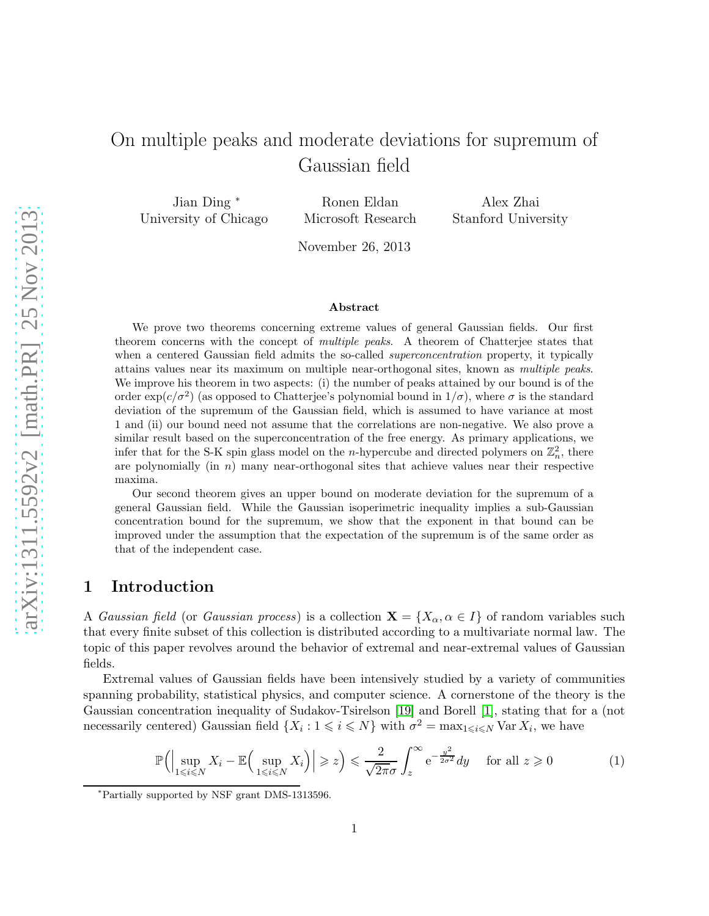# On multiple peaks and moderate deviations for supremum of Gaussian field

Jian Ding [*]
University of Chicago

Ronen Eldan
Microsoft Research

Alex Zhai
Stanford University

November 26, 2013

### Abstract

We prove two theorems concerning extreme values of general Gaussian fields. Our first theorem concerns with the concept of *multiple peaks*. A theorem of Chatterjee states that when a centered Gaussian field admits the so-called *superconcentration* property, it typically attains values near its maximum on multiple near-orthogonal sites, known as *multiple peaks*. We improve his theorem in two aspects: (i) the number of peaks attained by our bound is of the order $\exp(c/\sigma^2)$ (as opposed to Chatterjee's polynomial bound in $1/\sigma$), where $\sigma$ is the standard deviation of the supremum of the Gaussian field, which is assumed to have variance at most 1 and (ii) our bound need not assume that the correlations are non-negative. We also prove a similar result based on the superconcentration of the free energy. As primary applications, we infer that for the S-K spin glass model on the $n$-hypercube and directed polymers on $\mathbb{Z}_n^2$, there are polynomially (in $n$) many near-orthogonal sites that achieve values near their respective maxima.

Our second theorem gives an upper bound on moderate deviation for the supremum of a general Gaussian field. While the Gaussian isoperimetric inequality implies a sub-Gaussian concentration bound for the supremum, we show that the exponent in that bound can be improved under the assumption that the expectation of the supremum is of the same order as that of the independent case.

## 1 Introduction

A *Gaussian field* (or *Gaussian process*) is a collection $\mathbf{X} = \{X_\alpha, \alpha \in I\}$ of random variables such that every finite subset of this collection is distributed according to a multivariate normal law. The topic of this paper revolves around the behavior of extremal and near-extremal values of Gaussian fields.

Extremal values of Gaussian fields have been intensively studied by a variety of communities spanning probability, statistical physics, and computer science. A cornerstone of the theory is the Gaussian concentration inequality of Sudakov-Tsirelson [19] and Borell [1], stating that for a (not necessarily centered) Gaussian field $\{X_i : 1 \leqslant i \leqslant N\}$ with $\sigma^2 = \max_{1\leqslant i\leqslant N} \operatorname{Var} X_i$, we have

$$\mathbb{P}\Big(\Big|\sup_{1\leqslant i\leqslant N} X_i - \mathbb{E}\Big(\sup_{1\leqslant i\leqslant N} X_i\Big)\Big| \geqslant z\Big) \leqslant \frac{2}{\sqrt{2\pi}\sigma}\int_z^\infty \mathrm{e}^{-\frac{y^2}{2\sigma^2}}dy \quad \text{for all } z \geqslant 0 \tag{1}$$

[*] Partially supported by NSF grant DMS-1313596.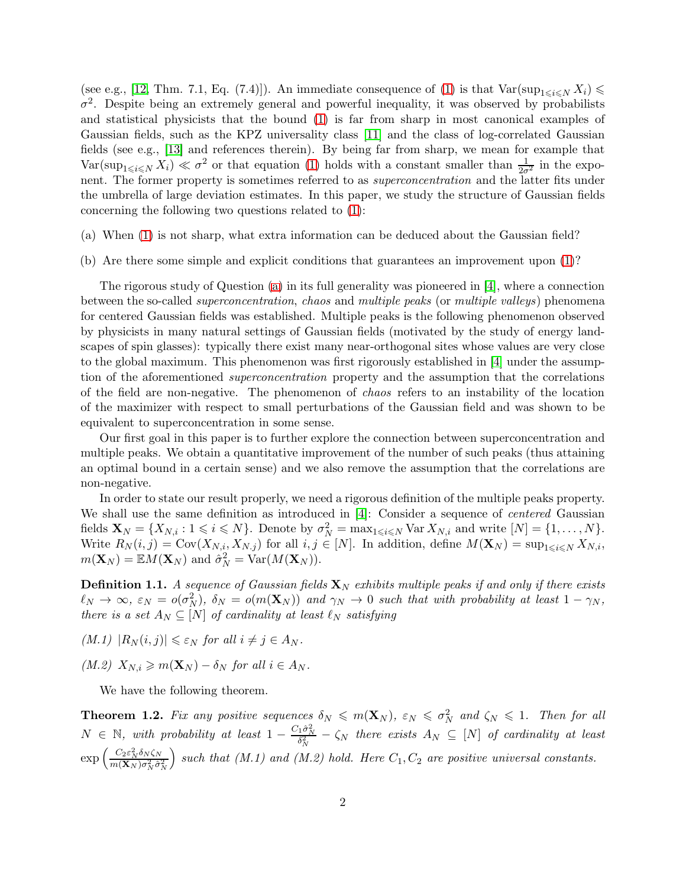(see e.g., [12, Thm. 7.1, Eq. (7.4)]). An immediate consequence of (1) is that $\mathrm{Var}(\sup_{1\leqslant i\leqslant N} X_i) \leqslant \sigma^2$. Despite being an extremely general and powerful inequality, it was observed by probabilists and statistical physicists that the bound (1) is far from sharp in most canonical examples of Gaussian fields, such as the KPZ universality class [11] and the class of log-correlated Gaussian fields (see e.g., [13] and references therein). By being far from sharp, we mean for example that $\mathrm{Var}(\sup_{1\leqslant i\leqslant N} X_i) \ll \sigma^2$ or that equation (1) holds with a constant smaller than $\frac{1}{2\sigma^2}$ in the exponent. The former property is sometimes referred to as *superconcentration* and the latter fits under the umbrella of large deviation estimates. In this paper, we study the structure of Gaussian fields concerning the following two questions related to (1):

(a) When (1) is not sharp, what extra information can be deduced about the Gaussian field?

(b) Are there some simple and explicit conditions that guarantees an improvement upon (1)?

The rigorous study of Question (a) in its full generality was pioneered in [4], where a connection between the so-called *superconcentration*, *chaos* and *multiple peaks* (or *multiple valleys*) phenomena for centered Gaussian fields was established. Multiple peaks is the following phenomenon observed by physicists in many natural settings of Gaussian fields (motivated by the study of energy landscapes of spin glasses): typically there exist many near-orthogonal sites whose values are very close to the global maximum. This phenomenon was first rigorously established in [4] under the assumption of the aforementioned *superconcentration* property and the assumption that the correlations of the field are non-negative. The phenomenon of *chaos* refers to an instability of the location of the maximizer with respect to small perturbations of the Gaussian field and was shown to be equivalent to superconcentration in some sense.

Our first goal in this paper is to further explore the connection between superconcentration and multiple peaks. We obtain a quantitative improvement of the number of such peaks (thus attaining an optimal bound in a certain sense) and we also remove the assumption that the correlations are non-negative.

In order to state our result properly, we need a rigorous definition of the multiple peaks property. We shall use the same definition as introduced in [4]: Consider a sequence of *centered* Gaussian fields $\mathbf{X}_N = \{X_{N,i} : 1 \leqslant i \leqslant N\}$. Denote by $\sigma_N^2 = \max_{1\leqslant i\leqslant N} \mathrm{Var}\, X_{N,i}$ and write $[N] = \{1, \dots, N\}$. Write $R_N(i,j) = \mathrm{Cov}(X_{N,i}, X_{N,j})$ for all $i, j \in [N]$. In addition, define $M(\mathbf{X}_N) = \sup_{1\leqslant i\leqslant N} X_{N,i}$, $m(\mathbf{X}_N) = \mathbb{E}M(\mathbf{X}_N)$ and $\hat{\sigma}_N^2 = \mathrm{Var}(M(\mathbf{X}_N))$.

**Definition 1.1.** *A sequence of Gaussian fields $\mathbf{X}_N$ exhibits multiple peaks if and only if there exists $\ell_N \to \infty$, $\varepsilon_N = o(\sigma_N^2)$, $\delta_N = o(m(\mathbf{X}_N))$ and $\gamma_N \to 0$ such that with probability at least $1 - \gamma_N$, there is a set $A_N \subseteq [N]$ of cardinality at least $\ell_N$ satisfying*

*(M.1) $|R_N(i,j)| \leqslant \varepsilon_N$ for all $i \neq j \in A_N$.*

*(M.2) $X_{N,i} \geqslant m(\mathbf{X}_N) - \delta_N$ for all $i \in A_N$.*

We have the following theorem.

**Theorem 1.2.** *Fix any positive sequences $\delta_N \leqslant m(\mathbf{X}_N)$, $\varepsilon_N \leqslant \sigma_N^2$ and $\zeta_N \leqslant 1$. Then for all $N \in \mathbb{N}$, with probability at least $1 - \frac{C_1\hat{\sigma}_N^2}{\delta_N^2} - \zeta_N$ there exists $A_N \subseteq [N]$ of cardinality at least $\exp\left(\frac{C_2\varepsilon_N^2\delta_N\zeta_N}{m(\mathbf{X}_N)\sigma_N^2\hat{\sigma}_N^2}\right)$ such that (M.1) and (M.2) hold. Here $C_1, C_2$ are positive universal constants.*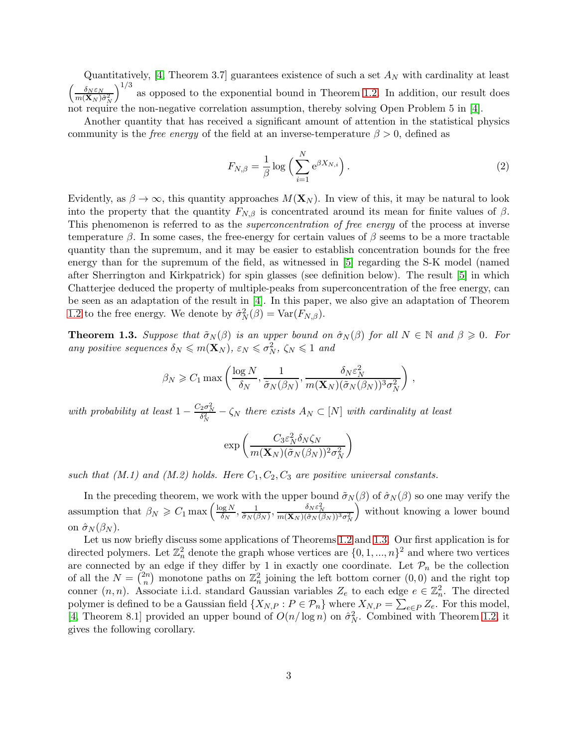Quantitatively, [4, Theorem 3.7] guarantees existence of such a set $A_N$ with cardinality at least $\left(\frac{\delta_N \varepsilon_N}{m(\mathbf{X}_N)\hat{\sigma}_N^2}\right)^{1/3}$ as opposed to the exponential bound in Theorem 1.2. In addition, our result does not require the non-negative correlation assumption, thereby solving Open Problem 5 in [4].

Another quantity that has received a significant amount of attention in the statistical physics community is the *free energy* of the field at an inverse-temperature $\beta > 0$, defined as

$$F_{N,\beta} = \frac{1}{\beta} \log \Big( \sum_{i=1}^{N} \mathrm{e}^{\beta X_{N,i}} \Big) . \tag{2}$$

Evidently, as $\beta \to \infty$, this quantity approaches $M(\mathbf{X}_N)$. In view of this, it may be natural to look into the property that the quantity $F_{N,\beta}$ is concentrated around its mean for finite values of $\beta$. This phenomenon is referred to as the *superconcentration of free energy* of the process at inverse temperature $\beta$. In some cases, the free-energy for certain values of $\beta$ seems to be a more tractable quantity than the supremum, and it may be easier to establish concentration bounds for the free energy than for the supremum of the field, as witnessed in [5] regarding the S-K model (named after Sherrington and Kirkpatrick) for spin glasses (see definition below). The result [5] in which Chatterjee deduced the property of multiple-peaks from superconcentration of the free energy, can be seen as an adaptation of the result in [4]. In this paper, we also give an adaptation of Theorem 1.2 to the free energy. We denote by $\hat{\sigma}_N^2(\beta) = \mathrm{Var}(F_{N,\beta})$.

**Theorem 1.3.** *Suppose that $\tilde{\sigma}_N(\beta)$ is an upper bound on $\hat{\sigma}_N(\beta)$ for all $N \in \mathbb{N}$ and $\beta \geqslant 0$. For any positive sequences $\delta_N \leqslant m(\mathbf{X}_N)$, $\varepsilon_N \leqslant \sigma_N^2$, $\zeta_N \leqslant 1$ and*

$$\beta_N \geqslant C_1 \max\left( \frac{\log N}{\delta_N}, \frac{1}{\tilde{\sigma}_N(\beta_N)}, \frac{\delta_N \varepsilon_N^2}{m(\mathbf{X}_N)(\tilde{\sigma}_N(\beta_N))^3 \sigma_N^2} \right),$$

*with probability at least $1 - \frac{C_2 \sigma_N^2}{\delta_N^2} - \zeta_N$ there exists $A_N \subset [N]$ with cardinality at least*

$$\exp\left( \frac{C_3 \varepsilon_N^2 \delta_N \zeta_N}{m(\mathbf{X}_N)(\tilde{\sigma}_N(\beta_N))^2 \sigma_N^2} \right)$$

*such that (M.1) and (M.2) holds. Here $C_1, C_2, C_3$ are positive universal constants.*

In the preceding theorem, we work with the upper bound $\tilde{\sigma}_N(\beta)$ of $\hat{\sigma}_N(\beta)$ so one may verify the assumption that $\beta_N \geqslant C_1 \max\left( \frac{\log N}{\delta_N}, \frac{1}{\tilde{\sigma}_N(\beta_N)}, \frac{\delta_N \varepsilon_N^2}{m(\mathbf{X}_N)(\tilde{\sigma}_N(\beta_N))^3 \sigma_N^2} \right)$ without knowing a lower bound on $\hat{\sigma}_N(\beta_N)$.

Let us now briefly discuss some applications of Theorems 1.2 and 1.3. Our first application is for directed polymers. Let $\mathbb{Z}_n^2$ denote the graph whose vertices are $\{0, 1, ..., n\}^2$ and where two vertices are connected by an edge if they differ by 1 in exactly one coordinate. Let $\mathcal{P}_n$ be the collection of all the $N = \binom{2n}{n}$ monotone paths on $\mathbb{Z}_n^2$ joining the left bottom corner $(0, 0)$ and the right top conner $(n, n)$. Associate i.i.d. standard Gaussian variables $Z_e$ to each edge $e \in \mathbb{Z}_n^2$. The directed polymer is defined to be a Gaussian field $\{X_{N,P} : P \in \mathcal{P}_n\}$ where $X_{N,P} = \sum_{e \in P} Z_e$. For this model, [4, Theorem 8.1] provided an upper bound of $O(n/\log n)$ on $\hat{\sigma}_N^2$. Combined with Theorem 1.2, it gives the following corollary.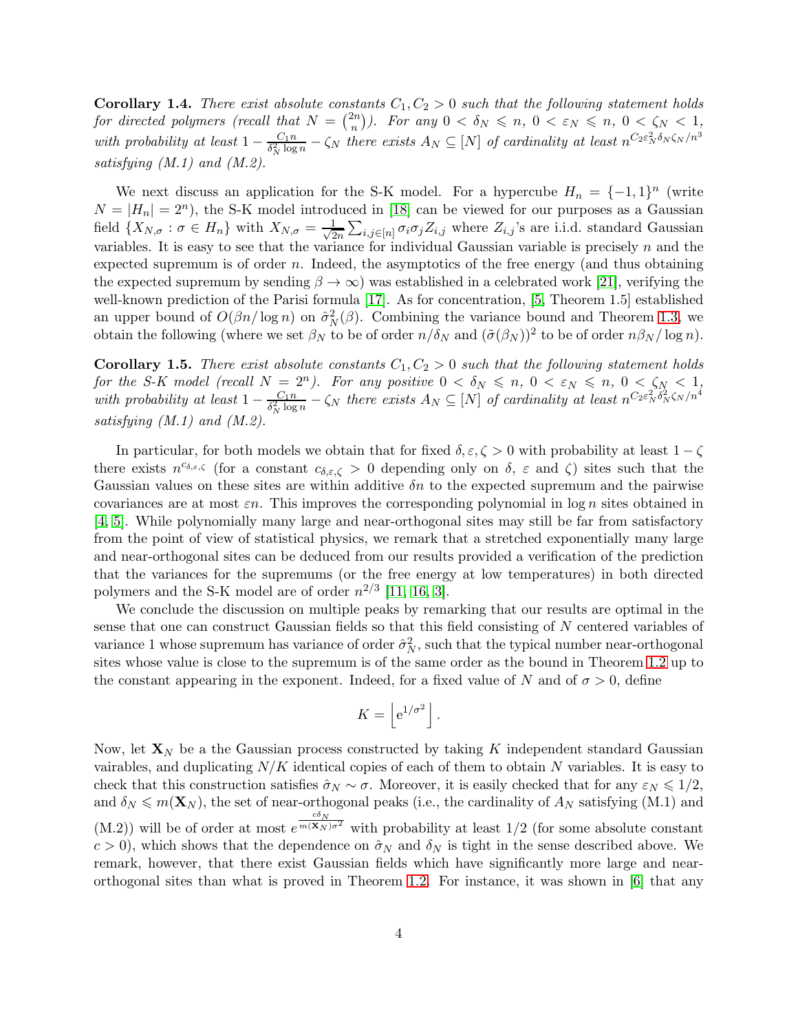**Corollary 1.4.** *There exist absolute constants $C_1, C_2 > 0$ such that the following statement holds for directed polymers (recall that $N = \binom{2n}{n}$). For any $0 < \delta_N \leqslant n$, $0 < \varepsilon_N \leqslant n$, $0 < \zeta_N < 1$, with probability at least $1 - \frac{C_1 n}{\delta_N^2 \log n} - \zeta_N$ there exists $A_N \subseteq [N]$ of cardinality at least $n^{C_2 \varepsilon_N^2 \delta_N \zeta_N / n^3}$ satisfying (M.1) and (M.2).*

We next discuss an application for the S-K model. For a hypercube $H_n = \{-1, 1\}^n$ (write $N = |H_n| = 2^n$), the S-K model introduced in [18] can be viewed for our purposes as a Gaussian field $\{X_{N,\sigma} : \sigma \in H_n\}$ with $X_{N,\sigma} = \frac{1}{\sqrt{2n}} \sum_{i,j \in [n]} \sigma_i \sigma_j Z_{i,j}$ where $Z_{i,j}$'s are i.i.d. standard Gaussian variables. It is easy to see that the variance for individual Gaussian variable is precisely $n$ and the expected supremum is of order $n$. Indeed, the asymptotics of the free energy (and thus obtaining the expected supremum by sending $\beta \to \infty$) was established in a celebrated work [21], verifying the well-known prediction of the Parisi formula [17]. As for concentration, [5, Theorem 1.5] established an upper bound of $O(\beta n / \log n)$ on $\hat{\sigma}_N^2(\beta)$. Combining the variance bound and Theorem 1.3, we obtain the following (where we set $\beta_N$ to be of order $n/\delta_N$ and $(\tilde{\sigma}(\beta_N))^2$ to be of order $n\beta_N / \log n$).

**Corollary 1.5.** *There exist absolute constants $C_1, C_2 > 0$ such that the following statement holds for the S-K model (recall $N = 2^n$). For any positive $0 < \delta_N \leqslant n$, $0 < \varepsilon_N \leqslant n$, $0 < \zeta_N < 1$, with probability at least $1 - \frac{C_1 n}{\delta_N^2 \log n} - \zeta_N$ there exists $A_N \subseteq [N]$ of cardinality at least $n^{C_2 \varepsilon_N^2 \delta_N^2 \zeta_N / n^4}$ satisfying (M.1) and (M.2).*

In particular, for both models we obtain that for fixed $\delta, \varepsilon, \zeta > 0$ with probability at least $1 - \zeta$ there exists $n^{c_{\delta,\varepsilon,\zeta}}$ (for a constant $c_{\delta,\varepsilon,\zeta} > 0$ depending only on $\delta$, $\varepsilon$ and $\zeta$) sites such that the Gaussian values on these sites are within additive $\delta n$ to the expected supremum and the pairwise covariances are at most $\varepsilon n$. This improves the corresponding polynomial in $\log n$ sites obtained in [4, 5]. While polynomially many large and near-orthogonal sites may still be far from satisfactory from the point of view of statistical physics, we remark that a stretched exponentially many large and near-orthogonal sites can be deduced from our results provided a verification of the prediction that the variances for the supremums (or the free energy at low temperatures) in both directed polymers and the S-K model are of order $n^{2/3}$ [11, 16, 3].

We conclude the discussion on multiple peaks by remarking that our results are optimal in the sense that one can construct Gaussian fields so that this field consisting of $N$ centered variables of variance 1 whose supremum has variance of order $\hat{\sigma}_N^2$, such that the typical number near-orthogonal sites whose value is close to the supremum is of the same order as the bound in Theorem 1.2 up to the constant appearing in the exponent. Indeed, for a fixed value of $N$ and of $\sigma > 0$, define

$$K = \left\lfloor \mathrm{e}^{1/\sigma^2} \right\rfloor .$$

Now, let $\mathbf{X}_N$ be a the Gaussian process constructed by taking $K$ independent standard Gaussian vairables, and duplicating $N/K$ identical copies of each of them to obtain $N$ variables. It is easy to check that this construction satisfies $\hat{\sigma}_N \sim \sigma$. Moreover, it is easily checked that for any $\varepsilon_N \leqslant 1/2$, and $\delta_N \leqslant m(\mathbf{X}_N)$, the set of near-orthogonal peaks (i.e., the cardinality of $A_N$ satisfying (M.1) and (M.2)) will be of order at most $e^{\frac{c\delta_N}{m(\mathbf{X}_N)\sigma^2}}$ with probability at least $1/2$ (for some absolute constant $c > 0$), which shows that the dependence on $\hat{\sigma}_N$ and $\delta_N$ is tight in the sense described above. We remark, however, that there exist Gaussian fields which have significantly more large and near-orthogonal sites than what is proved in Theorem 1.2. For instance, it was shown in [6] that any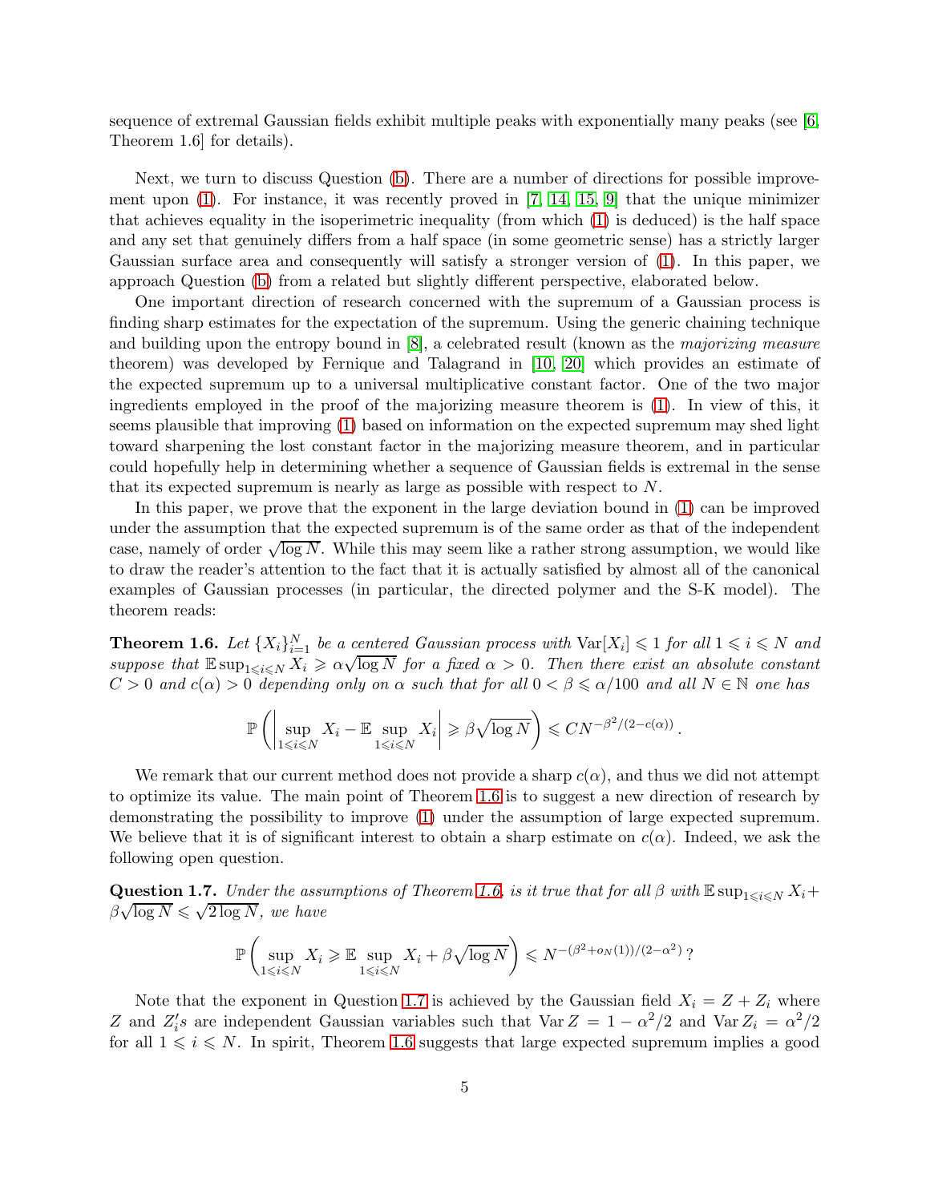sequence of extremal Gaussian fields exhibit multiple peaks with exponentially many peaks (see [6, Theorem 1.6] for details).

Next, we turn to discuss Question (b). There are a number of directions for possible improvement upon (1). For instance, it was recently proved in [7, 14, 15, 9] that the unique minimizer that achieves equality in the isoperimetric inequality (from which (1) is deduced) is the half space and any set that genuinely differs from a half space (in some geometric sense) has a strictly larger Gaussian surface area and consequently will satisfy a stronger version of (1). In this paper, we approach Question (b) from a related but slightly different perspective, elaborated below.

One important direction of research concerned with the supremum of a Gaussian process is finding sharp estimates for the expectation of the supremum. Using the generic chaining technique and building upon the entropy bound in [8], a celebrated result (known as the *majorizing measure* theorem) was developed by Fernique and Talagrand in [10, 20] which provides an estimate of the expected supremum up to a universal multiplicative constant factor. One of the two major ingredients employed in the proof of the majorizing measure theorem is (1). In view of this, it seems plausible that improving (1) based on information on the expected supremum may shed light toward sharpening the lost constant factor in the majorizing measure theorem, and in particular could hopefully help in determining whether a sequence of Gaussian fields is extremal in the sense that its expected supremum is nearly as large as possible with respect to $N$.

In this paper, we prove that the exponent in the large deviation bound in (1) can be improved under the assumption that the expected supremum is of the same order as that of the independent case, namely of order $\sqrt{\log N}$. While this may seem like a rather strong assumption, we would like to draw the reader's attention to the fact that it is actually satisfied by almost all of the canonical examples of Gaussian processes (in particular, the directed polymer and the S-K model). The theorem reads:

**Theorem 1.6.** *Let $\{X_i\}_{i=1}^N$ be a centered Gaussian process with $\mathrm{Var}[X_i] \leqslant 1$ for all $1 \leqslant i \leqslant N$ and suppose that $\mathbb{E} \sup_{1\leqslant i\leqslant N} X_i \geqslant \alpha\sqrt{\log N}$ for a fixed $\alpha > 0$. Then there exist an absolute constant $C > 0$ and $c(\alpha) > 0$ depending only on $\alpha$ such that for all $0 < \beta \leqslant \alpha/100$ and all $N \in \mathbb{N}$ one has*

$$\mathbb{P}\left(\left|\sup_{1\leqslant i\leqslant N} X_i - \mathbb{E}\sup_{1\leqslant i\leqslant N} X_i\right| \geqslant \beta\sqrt{\log N}\right) \leqslant CN^{-\beta^2/(2-c(\alpha))}\,.$$

We remark that our current method does not provide a sharp $c(\alpha)$, and thus we did not attempt to optimize its value. The main point of Theorem 1.6 is to suggest a new direction of research by demonstrating the possibility to improve (1) under the assumption of large expected supremum. We believe that it is of significant interest to obtain a sharp estimate on $c(\alpha)$. Indeed, we ask the following open question.

**Question 1.7.** *Under the assumptions of Theorem 1.6, is it true that for all $\beta$ with $\mathbb{E}\sup_{1\leqslant i\leqslant N} X_i + \beta\sqrt{\log N} \leqslant \sqrt{2\log N}$, we have*

$$\mathbb{P}\left(\sup_{1\leqslant i\leqslant N} X_i \geqslant \mathbb{E}\sup_{1\leqslant i\leqslant N} X_i + \beta\sqrt{\log N}\right) \leqslant N^{-(\beta^2+o_N(1))/(2-\alpha^2)}\,?$$

Note that the exponent in Question 1.7 is achieved by the Gaussian field $X_i = Z + Z_i$ where $Z$ and $Z_i's$ are independent Gaussian variables such that $\mathrm{Var}\, Z = 1 - \alpha^2/2$ and $\mathrm{Var}\, Z_i = \alpha^2/2$ for all $1 \leqslant i \leqslant N$. In spirit, Theorem 1.6 suggests that large expected supremum implies a good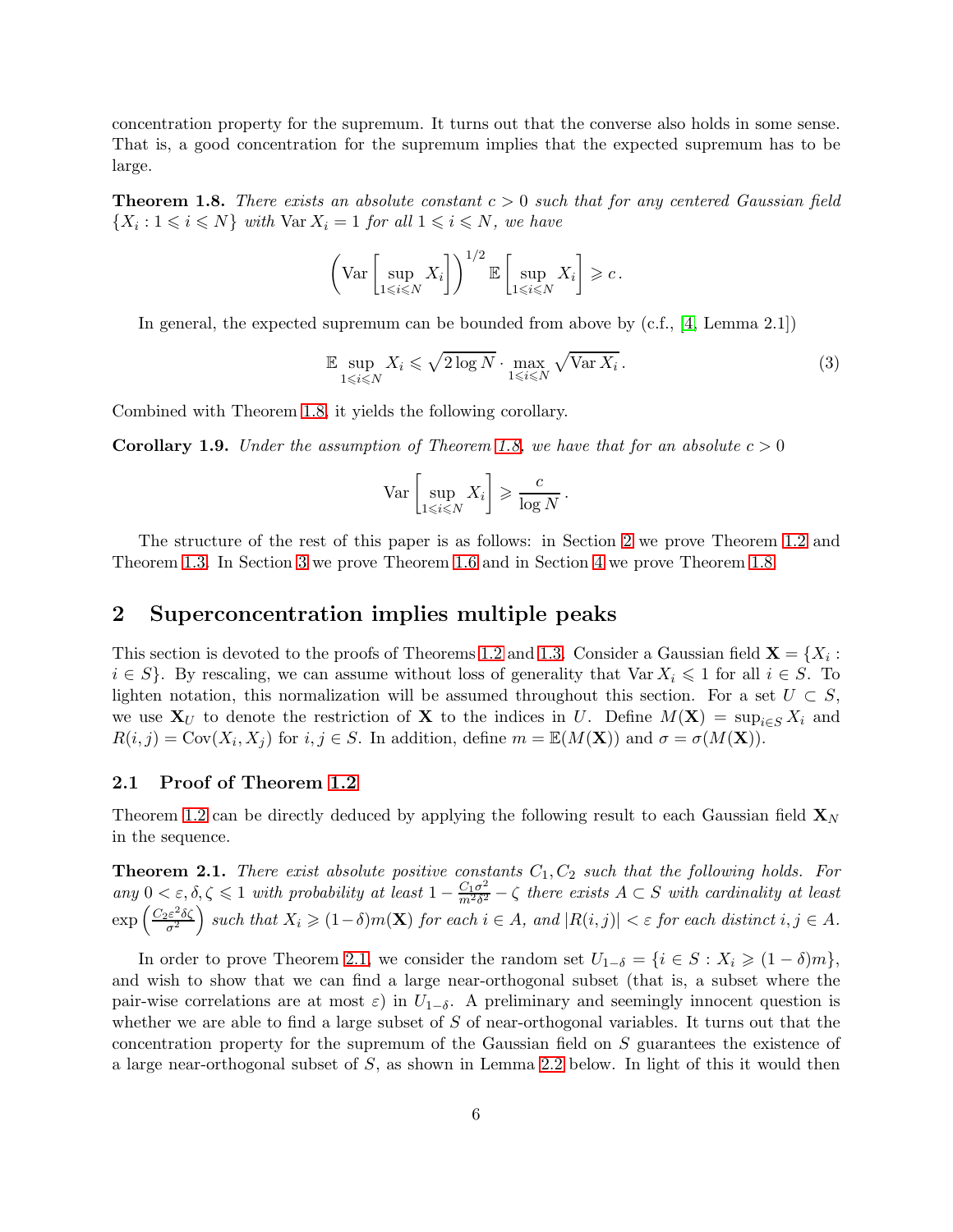concentration property for the supremum. It turns out that the converse also holds in some sense. That is, a good concentration for the supremum implies that the expected supremum has to be large.

**Theorem 1.8.** *There exists an absolute constant $c > 0$ such that for any centered Gaussian field $\{X_i : 1 \leqslant i \leqslant N\}$ with $\operatorname{Var} X_i = 1$ for all $1 \leqslant i \leqslant N$, we have*

$$\left(\operatorname{Var}\left[\sup_{1\leqslant i\leqslant N} X_i\right]\right)^{1/2} \mathbb{E}\left[\sup_{1\leqslant i\leqslant N} X_i\right] \geqslant c\,.$$

In general, the expected supremum can be bounded from above by (c.f., [4, Lemma 2.1])

$$\mathbb{E}\sup_{1\leqslant i\leqslant N} X_i \leqslant \sqrt{2\log N}\cdot \max_{1\leqslant i\leqslant N}\sqrt{\operatorname{Var} X_i}\,. \tag{3}$$

Combined with Theorem 1.8, it yields the following corollary.

**Corollary 1.9.** *Under the assumption of Theorem 1.8, we have that for an absolute $c > 0$*

$$\operatorname{Var}\left[\sup_{1\leqslant i\leqslant N} X_i\right] \geqslant \frac{c}{\log N}\,.$$

The structure of the rest of this paper is as follows: in Section 2 we prove Theorem 1.2 and Theorem 1.3. In Section 3 we prove Theorem 1.6 and in Section 4 we prove Theorem 1.8.

## 2 Superconcentration implies multiple peaks

This section is devoted to the proofs of Theorems 1.2 and 1.3. Consider a Gaussian field $\mathbf{X} = \{X_i : i \in S\}$. By rescaling, we can assume without loss of generality that $\operatorname{Var} X_i \leqslant 1$ for all $i \in S$. To lighten notation, this normalization will be assumed throughout this section. For a set $U \subset S$, we use $\mathbf{X}_U$ to denote the restriction of $\mathbf{X}$ to the indices in $U$. Define $M(\mathbf{X}) = \sup_{i\in S} X_i$ and $R(i,j) = \operatorname{Cov}(X_i, X_j)$ for $i, j \in S$. In addition, define $m = \mathbb{E}(M(\mathbf{X}))$ and $\sigma = \sigma(M(\mathbf{X}))$.

### 2.1 Proof of Theorem 1.2

Theorem 1.2 can be directly deduced by applying the following result to each Gaussian field $\mathbf{X}_N$ in the sequence.

**Theorem 2.1.** *There exist absolute positive constants $C_1, C_2$ such that the following holds. For any $0 < \varepsilon, \delta, \zeta \leqslant 1$ with probability at least $1 - \frac{C_1\sigma^2}{m^2\delta^2} - \zeta$ there exists $A \subset S$ with cardinality at least $\exp\left(\frac{C_2\varepsilon^2\delta\zeta}{\sigma^2}\right)$ such that $X_i \geqslant (1-\delta)m(\mathbf{X})$ for each $i \in A$, and $|R(i,j)| < \varepsilon$ for each distinct $i, j \in A$.*

In order to prove Theorem 2.1, we consider the random set $U_{1-\delta} = \{i \in S : X_i \geqslant (1-\delta)m\}$, and wish to show that we can find a large near-orthogonal subset (that is, a subset where the pair-wise correlations are at most $\varepsilon$) in $U_{1-\delta}$. A preliminary and seemingly innocent question is whether we are able to find a large subset of $S$ of near-orthogonal variables. It turns out that the concentration property for the supremum of the Gaussian field on $S$ guarantees the existence of a large near-orthogonal subset of $S$, as shown in Lemma 2.2 below. In light of this it would then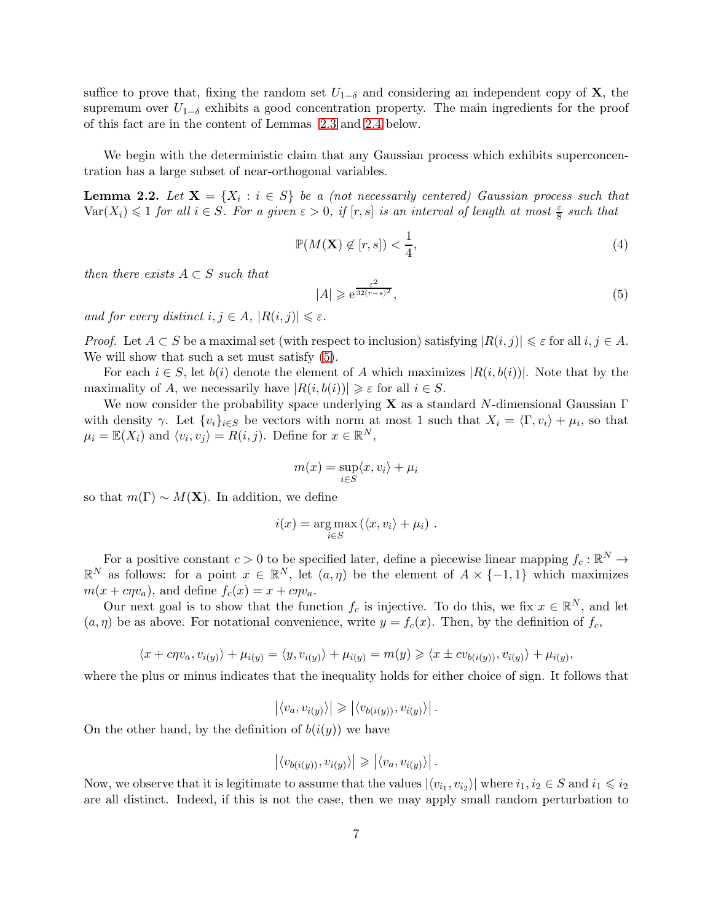suffice to prove that, fixing the random set $U_{1-\delta}$ and considering an independent copy of $\mathbf{X}$, the supremum over $U_{1-\delta}$ exhibits a good concentration property. The main ingredients for the proof of this fact are in the content of Lemmas 2.3 and 2.4 below.

We begin with the deterministic claim that any Gaussian process which exhibits superconcentration has a large subset of near-orthogonal variables.

**Lemma 2.2.** *Let $\mathbf{X} = \{X_i : i \in S\}$ be a (not necessarily centered) Gaussian process such that $\mathrm{Var}(X_i) \leqslant 1$ for all $i \in S$. For a given $\varepsilon > 0$, if $[r, s]$ is an interval of length at most $\frac{\varepsilon}{8}$ such that*

$$\mathbb{P}(M(\mathbf{X}) \notin [r, s]) < \frac{1}{4}, \tag{4}$$

*then there exists $A \subset S$ such that*

$$|A| \geqslant \mathrm{e}^{\frac{\varepsilon^2}{32(r-s)^2}}, \tag{5}$$

*and for every distinct $i, j \in A$, $|R(i,j)| \leqslant \varepsilon$.*

*Proof.* Let $A \subset S$ be a maximal set (with respect to inclusion) satisfying $|R(i,j)| \leqslant \varepsilon$ for all $i, j \in A$. We will show that such a set must satisfy (5).

For each $i \in S$, let $b(i)$ denote the element of $A$ which maximizes $|R(i, b(i))|$. Note that by the maximality of $A$, we necessarily have $|R(i, b(i))| \geqslant \varepsilon$ for all $i \in S$.

We now consider the probability space underlying $\mathbf{X}$ as a standard $N$-dimensional Gaussian $\Gamma$ with density $\gamma$. Let $\{v_i\}_{i \in S}$ be vectors with norm at most 1 such that $X_i = \langle \Gamma, v_i \rangle + \mu_i$, so that $\mu_i = \mathbb{E}(X_i)$ and $\langle v_i, v_j \rangle = R(i,j)$. Define for $x \in \mathbb{R}^N$,

$$m(x) = \sup_{i \in S} \langle x, v_i \rangle + \mu_i$$

so that $m(\Gamma) \sim M(\mathbf{X})$. In addition, we define

$$i(x) = \arg\max_{i \in S} \left( \langle x, v_i \rangle + \mu_i \right).$$

For a positive constant $c > 0$ to be specified later, define a piecewise linear mapping $f_c : \mathbb{R}^N \to \mathbb{R}^N$ as follows: for a point $x \in \mathbb{R}^N$, let $(a, \eta)$ be the element of $A \times \{-1, 1\}$ which maximizes $m(x + c\eta v_a)$, and define $f_c(x) = x + c\eta v_a$.

Our next goal is to show that the function $f_c$ is injective. To do this, we fix $x \in \mathbb{R}^N$, and let $(a, \eta)$ be as above. For notational convenience, write $y = f_c(x)$. Then, by the definition of $f_c$,

$$\langle x + c\eta v_a, v_{i(y)} \rangle + \mu_{i(y)} = \langle y, v_{i(y)} \rangle + \mu_{i(y)} = m(y) \geqslant \langle x \pm c v_{b(i(y))}, v_{i(y)} \rangle + \mu_{i(y)},$$

where the plus or minus indicates that the inequality holds for either choice of sign. It follows that

$$\left| \langle v_a, v_{i(y)} \rangle \right| \geqslant \left| \langle v_{b(i(y))}, v_{i(y)} \rangle \right|.$$

On the other hand, by the definition of $b(i(y))$ we have

$$\left| \langle v_{b(i(y))}, v_{i(y)} \rangle \right| \geqslant \left| \langle v_a, v_{i(y)} \rangle \right|.$$

Now, we observe that it is legitimate to assume that the values $|\langle v_{i_1}, v_{i_2} \rangle|$ where $i_1, i_2 \in S$ and $i_1 \leqslant i_2$ are all distinct. Indeed, if this is not the case, then we may apply small random perturbation to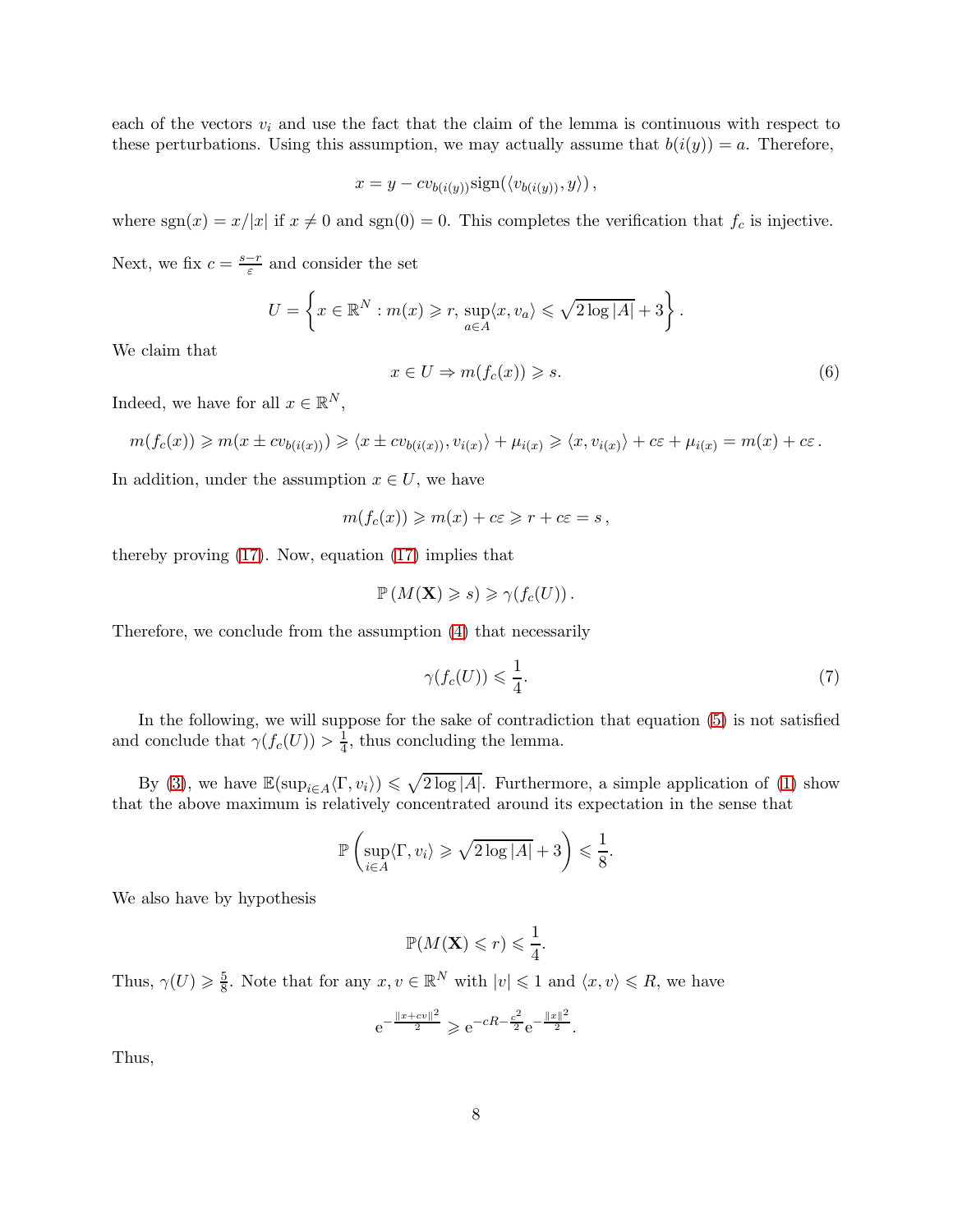each of the vectors $v_i$ and use the fact that the claim of the lemma is continuous with respect to these perturbations. Using this assumption, we may actually assume that $b(i(y)) = a$. Therefore,

$$x = y - cv_{b(i(y))}\text{sign}(\langle v_{b(i(y))}, y\rangle)\,,$$

where $\text{sgn}(x) = x/|x|$ if $x \neq 0$ and $\text{sgn}(0) = 0$. This completes the verification that $f_c$ is injective.

Next, we fix $c = \frac{s-r}{\varepsilon}$ and consider the set

$$U = \left\{ x \in \mathbb{R}^N : m(x) \geqslant r, \sup_{a\in A}\langle x, v_a\rangle \leqslant \sqrt{2\log|A|} + 3 \right\}.$$

We claim that

$$x \in U \Rightarrow m(f_c(x)) \geqslant s. \tag{6}$$

Indeed, we have for all $x \in \mathbb{R}^N$,

$$m(f_c(x)) \geqslant m(x \pm cv_{b(i(x))}) \geqslant \langle x \pm cv_{b(i(x))}, v_{i(x)}\rangle + \mu_{i(x)} \geqslant \langle x, v_{i(x)}\rangle + c\varepsilon + \mu_{i(x)} = m(x) + c\varepsilon\,.$$

In addition, under the assumption $x \in U$, we have

$$m(f_c(x)) \geqslant m(x) + c\varepsilon \geqslant r + c\varepsilon = s\,,$$

thereby proving (17). Now, equation (17) implies that

$$\mathbb{P}\left(M(\mathbf{X}) \geqslant s\right) \geqslant \gamma(f_c(U))\,.$$

Therefore, we conclude from the assumption (4) that necessarily

$$\gamma(f_c(U)) \leqslant \frac{1}{4}. \tag{7}$$

In the following, we will suppose for the sake of contradiction that equation (5) is not satisfied and conclude that $\gamma(f_c(U)) > \frac{1}{4}$, thus concluding the lemma.

By (3), we have $\mathbb{E}(\sup_{i\in A}\langle\Gamma, v_i\rangle) \leqslant \sqrt{2\log|A|}$. Furthermore, a simple application of (1) show that the above maximum is relatively concentrated around its expectation in the sense that

$$\mathbb{P}\left(\sup_{i\in A}\langle\Gamma, v_i\rangle \geqslant \sqrt{2\log|A|} + 3\right) \leqslant \frac{1}{8}.$$

We also have by hypothesis

$$\mathbb{P}(M(\mathbf{X}) \leqslant r) \leqslant \frac{1}{4}.$$

Thus, $\gamma(U) \geqslant \frac{5}{8}$. Note that for any $x, v \in \mathbb{R}^N$ with $|v| \leqslant 1$ and $\langle x, v\rangle \leqslant R$, we have

$$\mathrm{e}^{-\frac{\|x+cv\|^2}{2}} \geqslant \mathrm{e}^{-cR-\frac{c^2}{2}}\mathrm{e}^{-\frac{\|x\|^2}{2}}.$$

Thus,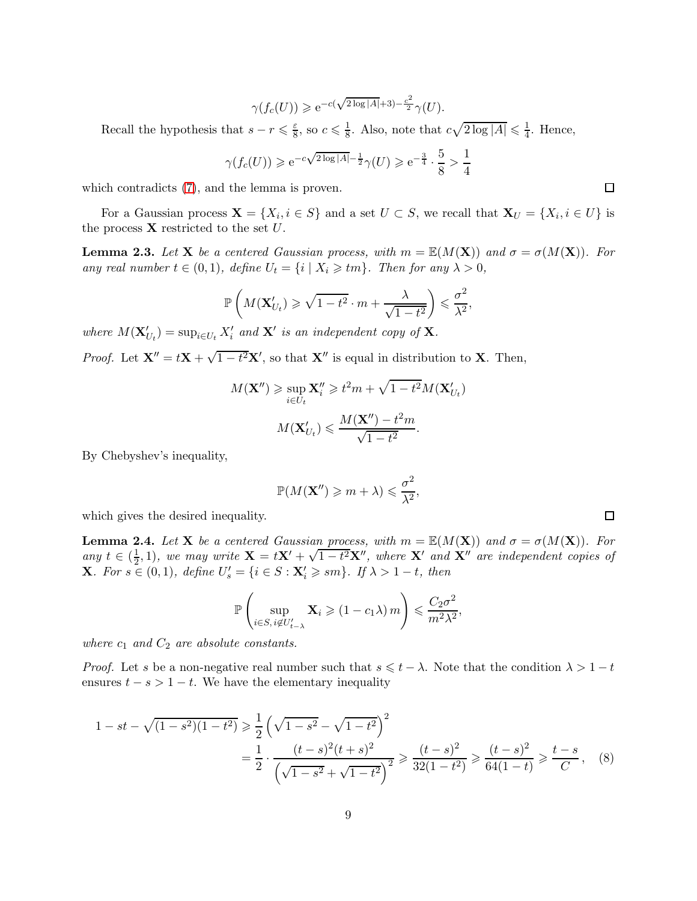$$\gamma(f_c(U)) \geqslant \mathrm{e}^{-c(\sqrt{2\log|A|}+3)-\frac{c^2}{2}}\gamma(U).$$

Recall the hypothesis that $s - r \leqslant \frac{\varepsilon}{8}$, so $c \leqslant \frac{1}{8}$. Also, note that $c\sqrt{2\log|A|} \leqslant \frac{1}{4}$. Hence,

$$\gamma(f_c(U)) \geqslant \mathrm{e}^{-c\sqrt{2\log|A|}-\frac{1}{2}}\gamma(U) \geqslant \mathrm{e}^{-\frac{3}{4}} \cdot \frac{5}{8} > \frac{1}{4}$$

which contradicts (7), and the lemma is proven. ∎

For a Gaussian process $\mathbf{X} = \{X_i, i \in S\}$ and a set $U \subset S$, we recall that $\mathbf{X}_U = \{X_i, i \in U\}$ is the process $\mathbf{X}$ restricted to the set $U$.

**Lemma 2.3.** *Let $\mathbf{X}$ be a centered Gaussian process, with $m = \mathbb{E}(M(\mathbf{X}))$ and $\sigma = \sigma(M(\mathbf{X}))$. For any real number $t \in (0,1)$, define $U_t = \{i \mid X_i \geqslant tm\}$. Then for any $\lambda > 0$,*

$$\mathbb{P}\left(M(\mathbf{X}'_{U_t}) \geqslant \sqrt{1-t^2}\cdot m + \frac{\lambda}{\sqrt{1-t^2}}\right) \leqslant \frac{\sigma^2}{\lambda^2},$$

*where $M(\mathbf{X}'_{U_t}) = \sup_{i\in U_t} X'_i$ and $\mathbf{X}'$ is an independent copy of $\mathbf{X}$.*

*Proof.* Let $\mathbf{X}'' = t\mathbf{X} + \sqrt{1-t^2}\mathbf{X}'$, so that $\mathbf{X}''$ is equal in distribution to $\mathbf{X}$. Then,

$$M(\mathbf{X}'') \geqslant \sup_{i\in U_t} \mathbf{X}''_i \geqslant t^2 m + \sqrt{1-t^2}M(\mathbf{X}'_{U_t})$$

$$M(\mathbf{X}'_{U_t}) \leqslant \frac{M(\mathbf{X}'') - t^2 m}{\sqrt{1-t^2}}.$$

By Chebyshev's inequality,

$$\mathbb{P}(M(\mathbf{X}'') \geqslant m + \lambda) \leqslant \frac{\sigma^2}{\lambda^2},$$

which gives the desired inequality. ∎

**Lemma 2.4.** *Let $\mathbf{X}$ be a centered Gaussian process, with $m = \mathbb{E}(M(\mathbf{X}))$ and $\sigma = \sigma(M(\mathbf{X}))$. For any $t \in (\frac{1}{2}, 1)$, we may write $\mathbf{X} = t\mathbf{X}' + \sqrt{1-t^2}\mathbf{X}''$, where $\mathbf{X}'$ and $\mathbf{X}''$ are independent copies of $\mathbf{X}$. For $s \in (0,1)$, define $U'_s = \{i \in S : \mathbf{X}'_i \geqslant sm\}$. If $\lambda > 1-t$, then*

$$\mathbb{P}\left(\sup_{i\in S,\, i\notin U'_{t-\lambda}} \mathbf{X}_i \geqslant (1-c_1\lambda)\, m\right) \leqslant \frac{C_2\sigma^2}{m^2\lambda^2},$$

*where $c_1$ and $C_2$ are absolute constants.*

*Proof.* Let $s$ be a non-negative real number such that $s \leqslant t - \lambda$. Note that the condition $\lambda > 1-t$ ensures $t - s > 1 - t$. We have the elementary inequality

$$\begin{aligned}
1 - st - \sqrt{(1-s^2)(1-t^2)} &\geqslant \frac{1}{2}\left(\sqrt{1-s^2} - \sqrt{1-t^2}\right)^2 \\
&= \frac{1}{2}\cdot\frac{(t-s)^2(t+s)^2}{\left(\sqrt{1-s^2}+\sqrt{1-t^2}\right)^2} \geqslant \frac{(t-s)^2}{32(1-t^2)} \geqslant \frac{(t-s)^2}{64(1-t)} \geqslant \frac{t-s}{C}\,, \quad (8)
\end{aligned}$$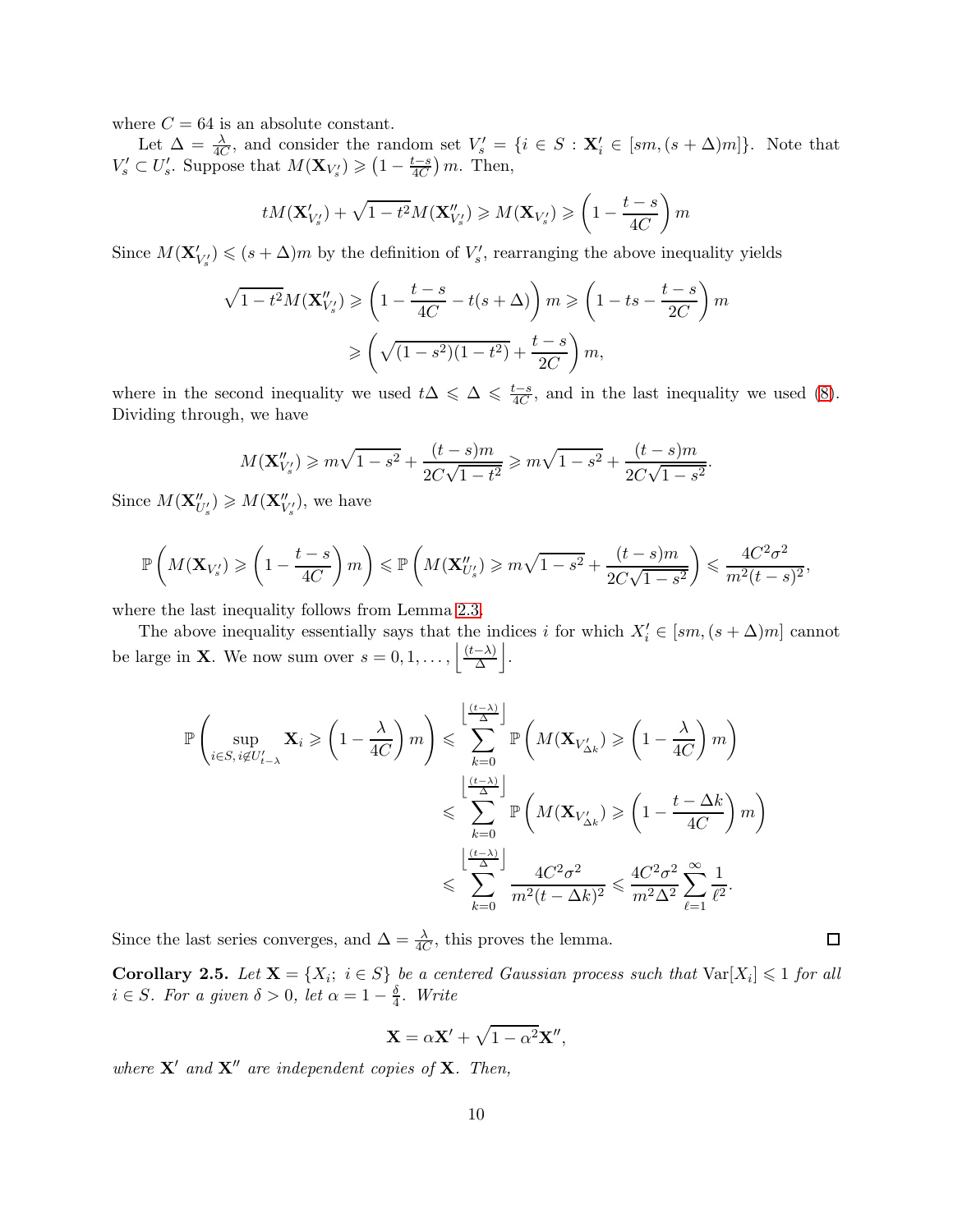where $C = 64$ is an absolute constant.

Let $\Delta = \frac{\lambda}{4C}$, and consider the random set $V'_s = \{i \in S : \mathbf{X}'_i \in [sm, (s+\Delta)m]\}$. Note that $V'_s \subset U'_s$. Suppose that $M(\mathbf{X}_{V'_s}) \geqslant \left(1 - \frac{t-s}{4C}\right)m$. Then,

$$t M(\mathbf{X}'_{V'_s}) + \sqrt{1-t^2} M(\mathbf{X}''_{V'_s}) \geqslant M(\mathbf{X}_{V'_s}) \geqslant \left(1 - \frac{t-s}{4C}\right) m$$

Since $M(\mathbf{X}'_{V'_s}) \leqslant (s+\Delta)m$ by the definition of $V'_s$, rearranging the above inequality yields

$$\begin{aligned}
\sqrt{1-t^2} M(\mathbf{X}''_{V'_s}) &\geqslant \left(1 - \frac{t-s}{4C} - t(s+\Delta)\right) m \geqslant \left(1 - ts - \frac{t-s}{2C}\right) m \\
&\geqslant \left(\sqrt{(1-s^2)(1-t^2)} + \frac{t-s}{2C}\right) m,
\end{aligned}$$

where in the second inequality we used $t\Delta \leqslant \Delta \leqslant \frac{t-s}{4C}$, and in the last inequality we used (8). Dividing through, we have

$$M(\mathbf{X}''_{V'_s}) \geqslant m\sqrt{1-s^2} + \frac{(t-s)m}{2C\sqrt{1-t^2}} \geqslant m\sqrt{1-s^2} + \frac{(t-s)m}{2C\sqrt{1-s^2}}.$$

Since $M(\mathbf{X}''_{U'_s}) \geqslant M(\mathbf{X}''_{V'_s})$, we have

$$\mathbb{P}\left(M(\mathbf{X}_{V'_s}) \geqslant \left(1 - \frac{t-s}{4C}\right) m\right) \leqslant \mathbb{P}\left(M(\mathbf{X}''_{U'_s}) \geqslant m\sqrt{1-s^2} + \frac{(t-s)m}{2C\sqrt{1-s^2}}\right) \leqslant \frac{4C^2\sigma^2}{m^2(t-s)^2},$$

where the last inequality follows from Lemma 2.3.

The above inequality essentially says that the indices $i$ for which $X'_i \in [sm, (s+\Delta)m]$ cannot be large in $\mathbf{X}$. We now sum over $s = 0, 1, \ldots, \left\lfloor \frac{(t-\lambda)}{\Delta} \right\rfloor$.

$$\begin{aligned}
\mathbb{P}\left(\sup_{i \in S,\, i \notin U'_{t-\lambda}} \mathbf{X}_i \geqslant \left(1 - \frac{\lambda}{4C}\right) m\right) &\leqslant \sum_{k=0}^{\left\lfloor \frac{(t-\lambda)}{\Delta} \right\rfloor} \mathbb{P}\left(M(\mathbf{X}_{V'_{\Delta k}}) \geqslant \left(1 - \frac{\lambda}{4C}\right) m\right) \\
&\leqslant \sum_{k=0}^{\left\lfloor \frac{(t-\lambda)}{\Delta} \right\rfloor} \mathbb{P}\left(M(\mathbf{X}_{V'_{\Delta k}}) \geqslant \left(1 - \frac{t-\Delta k}{4C}\right) m\right) \\
&\leqslant \sum_{k=0}^{\left\lfloor \frac{(t-\lambda)}{\Delta} \right\rfloor} \frac{4C^2\sigma^2}{m^2(t-\Delta k)^2} \leqslant \frac{4C^2\sigma^2}{m^2\Delta^2} \sum_{\ell=1}^{\infty} \frac{1}{\ell^2}.
\end{aligned}$$

Since the last series converges, and $\Delta = \frac{\lambda}{4C}$, this proves the lemma. $\square$

**Corollary 2.5.** *Let $\mathbf{X} = \{X_i;\ i \in S\}$ be a centered Gaussian process such that $\mathrm{Var}[X_i] \leqslant 1$ for all $i \in S$. For a given $\delta > 0$, let $\alpha = 1 - \frac{\delta}{4}$. Write*

$$\mathbf{X} = \alpha \mathbf{X}' + \sqrt{1-\alpha^2}\mathbf{X}'',$$

*where $\mathbf{X}'$ and $\mathbf{X}''$ are independent copies of $\mathbf{X}$. Then,*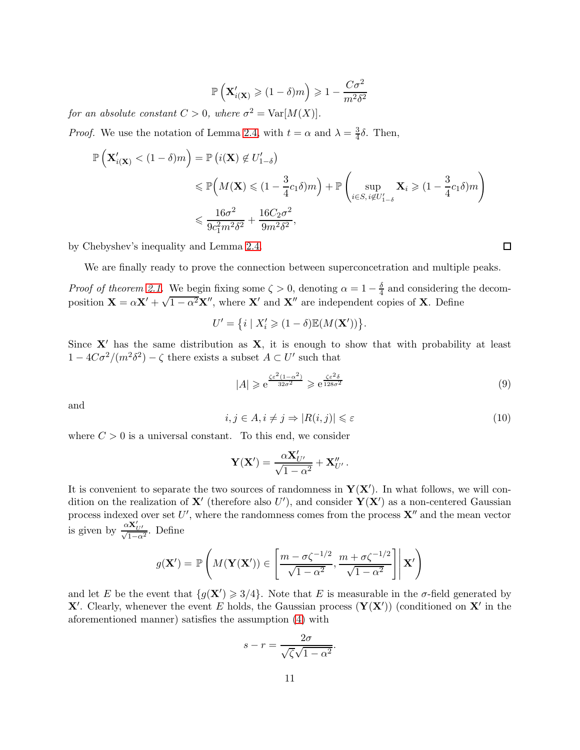$$\mathbb{P}\left(\mathbf{X}'_{i(\mathbf{X})} \geqslant (1-\delta)m\right) \geqslant 1 - \frac{C\sigma^2}{m^2\delta^2}$$

*for an absolute constant $C > 0$, where $\sigma^2 = \mathrm{Var}[M(X)]$.*

*Proof.* We use the notation of Lemma 2.4, with $t = \alpha$ and $\lambda = \frac{3}{4}\delta$. Then,

$$\begin{aligned}
\mathbb{P}\left(\mathbf{X}'_{i(\mathbf{X})} < (1-\delta)m\right) &= \mathbb{P}\left(i(\mathbf{X}) \notin U'_{1-\delta}\right) \\
&\leqslant \mathbb{P}\Big(M(\mathbf{X}) \leqslant (1 - \frac{3}{4}c_1\delta)m\Big) + \mathbb{P}\left(\sup_{i \in S,\, i \notin U'_{1-\delta}} \mathbf{X}_i \geqslant (1 - \frac{3}{4}c_1\delta)m\right) \\
&\leqslant \frac{16\sigma^2}{9c_1^2 m^2\delta^2} + \frac{16C_2\sigma^2}{9m^2\delta^2},
\end{aligned}$$

by Chebyshev's inequality and Lemma 2.4. $\square$

We are finally ready to prove the connection between superconcetration and multiple peaks.

*Proof of theorem 2.1.* We begin fixing some $\zeta > 0$, denoting $\alpha = 1 - \frac{\delta}{4}$ and considering the decomposition $\mathbf{X} = \alpha\mathbf{X}' + \sqrt{1-\alpha^2}\mathbf{X}''$, where $\mathbf{X}'$ and $\mathbf{X}''$ are independent copies of $\mathbf{X}$. Define

$$U' = \left\{ i \mid X'_i \geqslant (1-\delta)\mathbb{E}(M(\mathbf{X}')) \right\}.$$

Since $\mathbf{X}'$ has the same distribution as $\mathbf{X}$, it is enough to show that with probability at least $1 - 4C\sigma^2/(m^2\delta^2) - \zeta$ there exists a subset $A \subset U'$ such that

$$|A| \geqslant \mathrm{e}^{\frac{\zeta\varepsilon^2(1-\alpha^2)}{32\sigma^2}} \geqslant \mathrm{e}^{\frac{\zeta\varepsilon^2\delta}{128\sigma^2}} \tag{9}$$

and

$$i, j \in A, i \neq j \Rightarrow |R(i,j)| \leqslant \varepsilon \tag{10}$$

where $C > 0$ is a universal constant. To this end, we consider

$$\mathbf{Y}(\mathbf{X}') = \frac{\alpha\mathbf{X}'_{U'}}{\sqrt{1-\alpha^2}} + \mathbf{X}''_{U'}.$$

It is convenient to separate the two sources of randomness in $\mathbf{Y}(\mathbf{X}')$. In what follows, we will condition on the realization of $\mathbf{X}'$ (therefore also $U'$), and consider $\mathbf{Y}(\mathbf{X}')$ as a non-centered Gaussian process indexed over set $U'$, where the randomness comes from the process $\mathbf{X}''$ and the mean vector is given by $\frac{\alpha\mathbf{X}'_{U'}}{\sqrt{1-\alpha^2}}$. Define

$$g(\mathbf{X}') = \mathbb{P}\left(M(\mathbf{Y}(\mathbf{X}')) \in \left[\frac{m - \sigma\zeta^{-1/2}}{\sqrt{1-\alpha^2}}, \frac{m + \sigma\zeta^{-1/2}}{\sqrt{1-\alpha^2}}\right] \,\middle|\, \mathbf{X}'\right)$$

and let $E$ be the event that $\{g(\mathbf{X}') \geqslant 3/4\}$. Note that $E$ is measurable in the $\sigma$-field generated by $\mathbf{X}'$. Clearly, whenever the event $E$ holds, the Gaussian process $(\mathbf{Y}(\mathbf{X}'))$ (conditioned on $\mathbf{X}'$ in the aforementioned manner) satisfies the assumption (4) with

$$s - r = \frac{2\sigma}{\sqrt{\zeta}\sqrt{1-\alpha^2}}.$$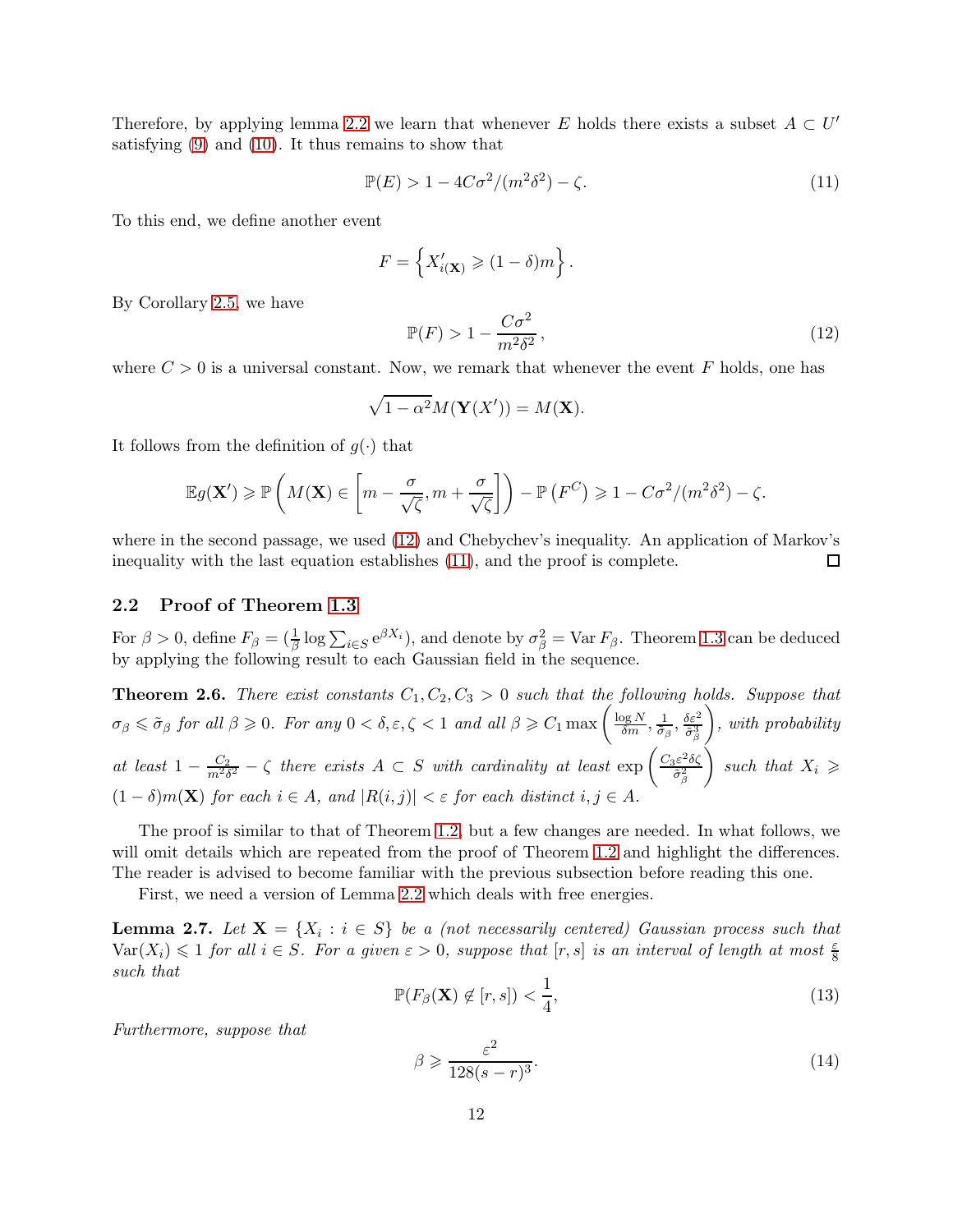Therefore, by applying lemma 2.2 we learn that whenever $E$ holds there exists a subset $A \subset U'$ satisfying (9) and (10). It thus remains to show that

$$\mathbb{P}(E) > 1 - 4C\sigma^2/(m^2\delta^2) - \zeta. \tag{11}$$

To this end, we define another event

$$F = \left\{ X'_{i(\mathbf{X})} \geqslant (1-\delta)m \right\}.$$

By Corollary 2.5, we have

$$\mathbb{P}(F) > 1 - \frac{C\sigma^2}{m^2\delta^2}, \tag{12}$$

where $C > 0$ is a universal constant. Now, we remark that whenever the event $F$ holds, one has

$$\sqrt{1-\alpha^2} M(\mathbf{Y}(X')) = M(\mathbf{X}).$$

It follows from the definition of $g(\cdot)$ that

$$\mathbb{E} g(\mathbf{X}') \geqslant \mathbb{P}\left( M(\mathbf{X}) \in \left[ m - \frac{\sigma}{\sqrt{\zeta}}, m + \frac{\sigma}{\sqrt{\zeta}} \right] \right) - \mathbb{P}\left(F^C\right) \geqslant 1 - C\sigma^2/(m^2\delta^2) - \zeta.$$

where in the second passage, we used (12) and Chebychev's inequality. An application of Markov's inequality with the last equation establishes (11), and the proof is complete. $\square$

### 2.2 Proof of Theorem 1.3

For $\beta > 0$, define $F_\beta = (\frac{1}{\beta} \log \sum_{i \in S} \mathrm{e}^{\beta X_i})$, and denote by $\sigma_\beta^2 = \operatorname{Var} F_\beta$. Theorem 1.3 can be deduced by applying the following result to each Gaussian field in the sequence.

**Theorem 2.6.** *There exist constants $C_1, C_2, C_3 > 0$ such that the following holds. Suppose that $\sigma_\beta \leqslant \tilde{\sigma}_\beta$ for all $\beta \geqslant 0$. For any $0 < \delta, \varepsilon, \zeta < 1$ and all $\beta \geqslant C_1 \max\left( \frac{\log N}{\delta m}, \frac{1}{\tilde{\sigma}_\beta}, \frac{\delta \varepsilon^2}{\tilde{\sigma}_\beta^3} \right)$, with probability at least $1 - \frac{C_2}{m^2\delta^2} - \zeta$ there exists $A \subset S$ with cardinality at least $\exp\left( \frac{C_3 \varepsilon^2 \delta \zeta}{\tilde{\sigma}_\beta^2} \right)$ such that $X_i \geqslant (1-\delta) m(\mathbf{X})$ for each $i \in A$, and $|R(i,j)| < \varepsilon$ for each distinct $i, j \in A$.*

The proof is similar to that of Theorem 1.2, but a few changes are needed. In what follows, we will omit details which are repeated from the proof of Theorem 1.2 and highlight the differences. The reader is advised to become familiar with the previous subsection before reading this one.

First, we need a version of Lemma 2.2 which deals with free energies.

**Lemma 2.7.** *Let $\mathbf{X} = \{X_i : i \in S\}$ be a (not necessarily centered) Gaussian process such that $\operatorname{Var}(X_i) \leqslant 1$ for all $i \in S$. For a given $\varepsilon > 0$, suppose that $[r, s]$ is an interval of length at most $\frac{\varepsilon}{8}$ such that*

$$\mathbb{P}(F_\beta(\mathbf{X}) \notin [r, s]) < \frac{1}{4}, \tag{13}$$

*Furthermore, suppose that*

$$\beta \geqslant \frac{\varepsilon^2}{128(s-r)^3}. \tag{14}$$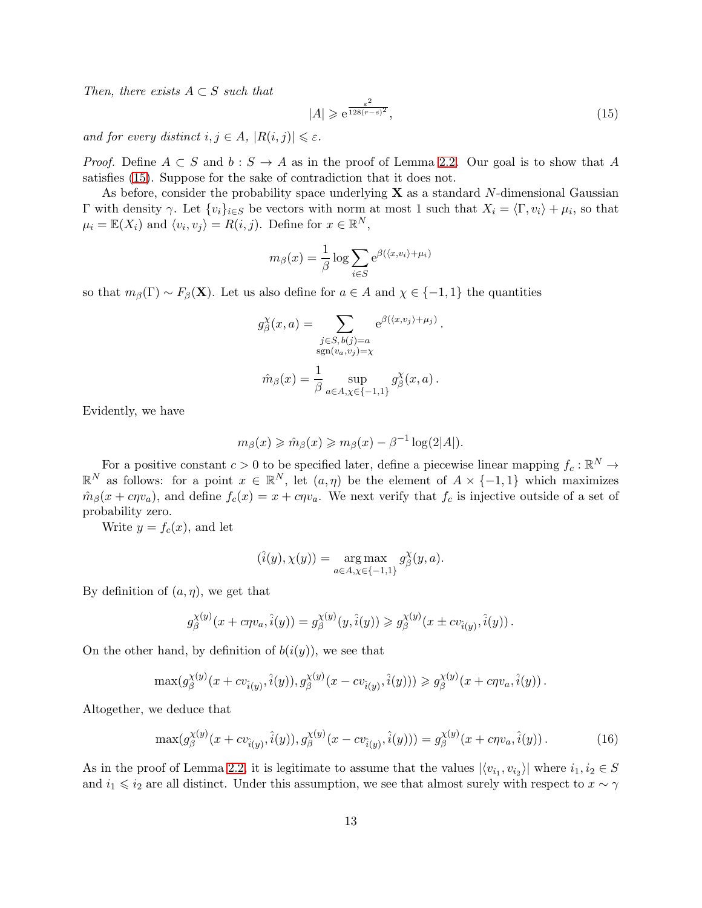*Then, there exists $A \subset S$ such that*

$$|A| \geqslant \mathrm{e}^{\frac{\varepsilon^2}{128(r-s)^2}}, \tag{15}$$

*and for every distinct $i, j \in A$, $|R(i,j)| \leqslant \varepsilon$.*

*Proof.* Define $A \subset S$ and $b : S \to A$ as in the proof of Lemma 2.2. Our goal is to show that $A$ satisfies (15). Suppose for the sake of contradiction that it does not.

As before, consider the probability space underlying $\mathbf{X}$ as a standard $N$-dimensional Gaussian $\Gamma$ with density $\gamma$. Let $\{v_i\}_{i \in S}$ be vectors with norm at most 1 such that $X_i = \langle \Gamma, v_i \rangle + \mu_i$, so that $\mu_i = \mathbb{E}(X_i)$ and $\langle v_i, v_j \rangle = R(i,j)$. Define for $x \in \mathbb{R}^N$,

$$m_\beta(x) = \frac{1}{\beta} \log \sum_{i \in S} \mathrm{e}^{\beta(\langle x, v_i \rangle + \mu_i)}$$

so that $m_\beta(\Gamma) \sim F_\beta(\mathbf{X})$. Let us also define for $a \in A$ and $\chi \in \{-1, 1\}$ the quantities

$$g_\beta^\chi(x, a) = \sum_{\substack{j \in S, b(j) = a \\ \operatorname{sgn}\langle v_a, v_j \rangle = \chi}} \mathrm{e}^{\beta(\langle x, v_j \rangle + \mu_j)}.$$

$$\hat{m}_\beta(x) = \frac{1}{\beta} \sup_{a \in A, \chi \in \{-1,1\}} g_\beta^\chi(x, a).$$

Evidently, we have

$$m_\beta(x) \geqslant \hat{m}_\beta(x) \geqslant m_\beta(x) - \beta^{-1} \log(2|A|).$$

For a positive constant $c > 0$ to be specified later, define a piecewise linear mapping $f_c : \mathbb{R}^N \to \mathbb{R}^N$ as follows: for a point $x \in \mathbb{R}^N$, let $(a, \eta)$ be the element of $A \times \{-1, 1\}$ which maximizes $\hat{m}_\beta(x + c\eta v_a)$, and define $f_c(x) = x + c\eta v_a$. We next verify that $f_c$ is injective outside of a set of probability zero.

Write $y = f_c(x)$, and let

$$(\hat{i}(y), \chi(y)) = \underset{a \in A, \chi \in \{-1,1\}}{\arg\max}\, g_\beta^\chi(y, a).$$

By definition of $(a, \eta)$, we get that

$$g_\beta^{\chi(y)}(x + c\eta v_a, \hat{i}(y)) = g_\beta^{\chi(y)}(y, \hat{i}(y)) \geqslant g_\beta^{\chi(y)}(x \pm c v_{\hat{i}(y)}, \hat{i}(y)).$$

On the other hand, by definition of $b(i(y))$, we see that

$$\max(g_\beta^{\chi(y)}(x + c v_{\hat{i}(y)}, \hat{i}(y)), g_\beta^{\chi(y)}(x - c v_{\hat{i}(y)}, \hat{i}(y))) \geqslant g_\beta^{\chi(y)}(x + c\eta v_a, \hat{i}(y)).$$

Altogether, we deduce that

$$\max(g_\beta^{\chi(y)}(x + c v_{\hat{i}(y)}, \hat{i}(y)), g_\beta^{\chi(y)}(x - c v_{\hat{i}(y)}, \hat{i}(y))) = g_\beta^{\chi(y)}(x + c\eta v_a, \hat{i}(y)). \tag{16}$$

As in the proof of Lemma 2.2, it is legitimate to assume that the values $|\langle v_{i_1}, v_{i_2} \rangle|$ where $i_1, i_2 \in S$ and $i_1 \leqslant i_2$ are all distinct. Under this assumption, we see that almost surely with respect to $x \sim \gamma$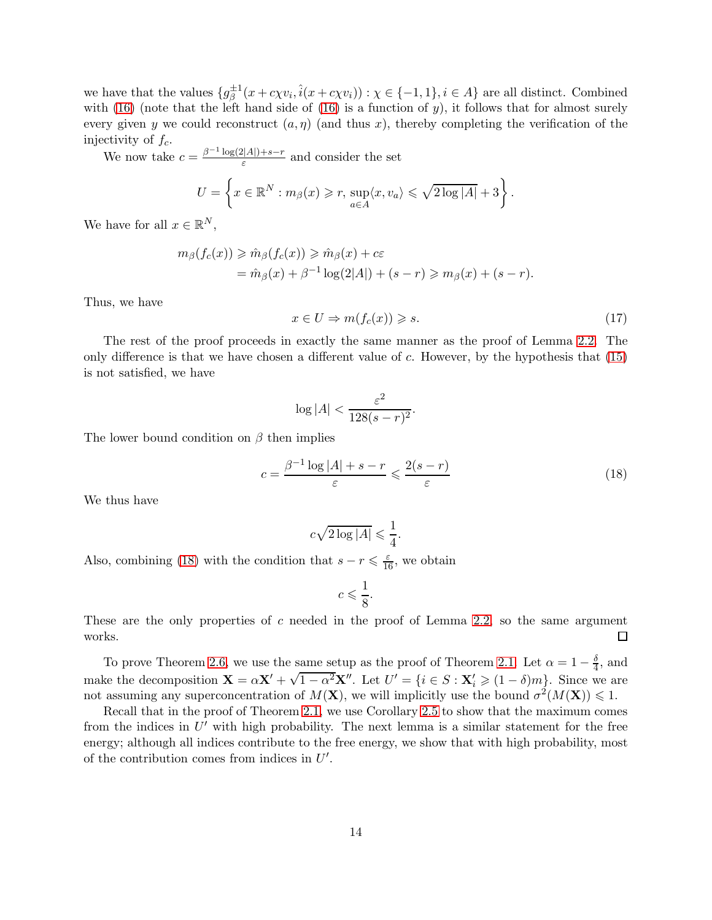we have that the values $\{g_\beta^{\pm 1}(x + c\chi v_i, \hat{i}(x + c\chi v_i)) : \chi \in \{-1, 1\}, i \in A\}$ are all distinct. Combined with (16) (note that the left hand side of (16) is a function of $y$), it follows that for almost surely every given $y$ we could reconstruct $(a, \eta)$ (and thus $x$), thereby completing the verification of the injectivity of $f_c$.

We now take $c = \frac{\beta^{-1}\log(2|A|)+s-r}{\varepsilon}$ and consider the set

$$U = \left\{ x \in \mathbb{R}^N : m_\beta(x) \geqslant r, \sup_{a \in A} \langle x, v_a \rangle \leqslant \sqrt{2 \log |A|} + 3 \right\}.$$

We have for all $x \in \mathbb{R}^N$,

$$\begin{aligned} m_\beta(f_c(x)) &\geqslant \hat{m}_\beta(f_c(x)) \geqslant \hat{m}_\beta(x) + c\varepsilon \\ &= \hat{m}_\beta(x) + \beta^{-1}\log(2|A|) + (s - r) \geqslant m_\beta(x) + (s - r). \end{aligned}$$

Thus, we have

$$x \in U \Rightarrow m(f_c(x)) \geqslant s. \tag{17}$$

The rest of the proof proceeds in exactly the same manner as the proof of Lemma 2.2. The only difference is that we have chosen a different value of $c$. However, by the hypothesis that (15) is not satisfied, we have

$$\log |A| < \frac{\varepsilon^2}{128(s - r)^2}.$$

The lower bound condition on $\beta$ then implies

$$c = \frac{\beta^{-1}\log |A| + s - r}{\varepsilon} \leqslant \frac{2(s - r)}{\varepsilon} \tag{18}$$

We thus have

$$c\sqrt{2 \log |A|} \leqslant \frac{1}{4}.$$

Also, combining (18) with the condition that $s - r \leqslant \frac{\varepsilon}{16}$, we obtain

$$c \leqslant \frac{1}{8}.$$

These are the only properties of $c$ needed in the proof of Lemma 2.2, so the same argument works. $\square$

To prove Theorem 2.6, we use the same setup as the proof of Theorem 2.1. Let $\alpha = 1 - \frac{\delta}{4}$, and make the decomposition $\mathbf{X} = \alpha \mathbf{X}' + \sqrt{1 - \alpha^2}\mathbf{X}''$. Let $U' = \{i \in S : \mathbf{X}'_i \geqslant (1 - \delta)m\}$. Since we are not assuming any superconcentration of $M(\mathbf{X})$, we will implicitly use the bound $\sigma^2(M(\mathbf{X})) \leqslant 1$.

Recall that in the proof of Theorem 2.1, we use Corollary 2.5 to show that the maximum comes from the indices in $U'$ with high probability. The next lemma is a similar statement for the free energy; although all indices contribute to the free energy, we show that with high probability, most of the contribution comes from indices in $U'$.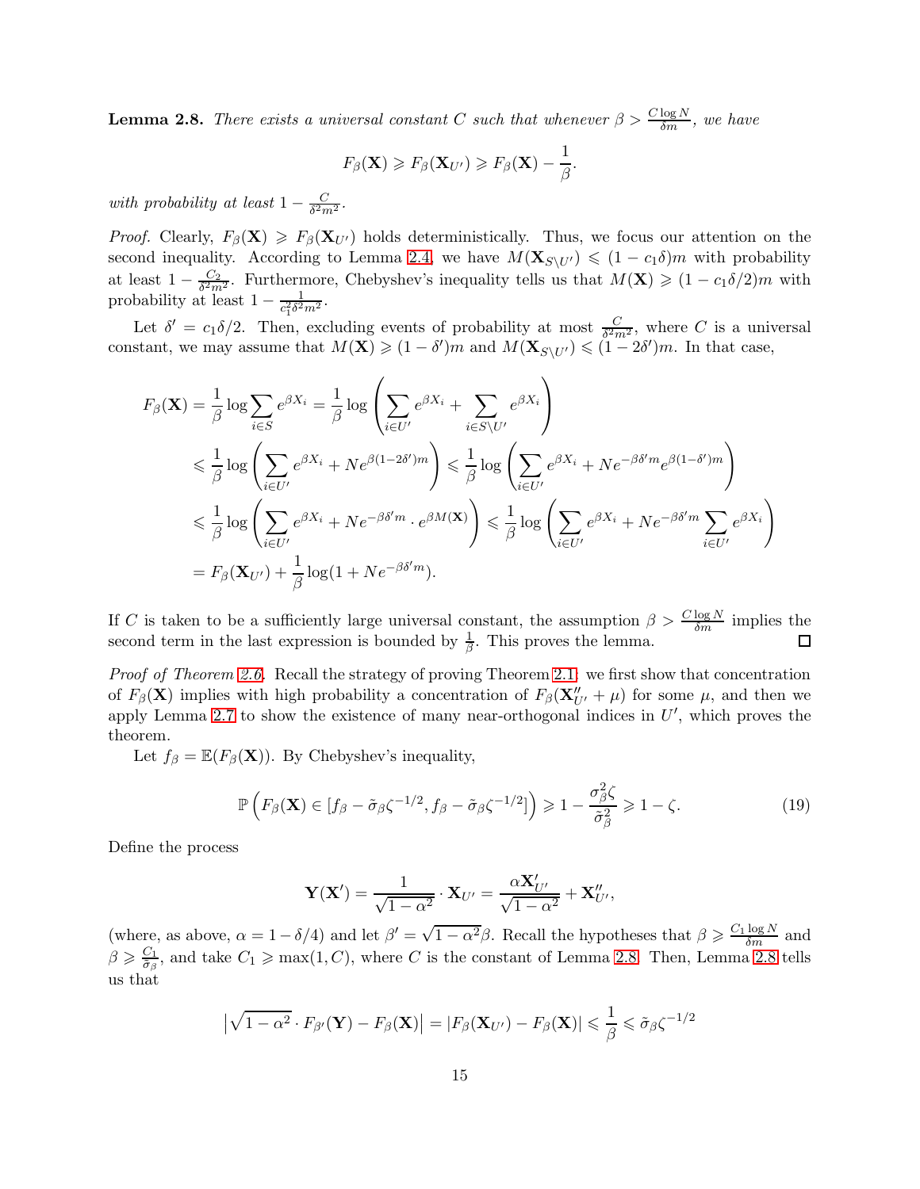**Lemma 2.8.** *There exists a universal constant $C$ such that whenever $\beta > \frac{C \log N}{\delta m}$, we have*

$$F_\beta(\mathbf{X}) \geqslant F_\beta(\mathbf{X}_{U'}) \geqslant F_\beta(\mathbf{X}) - \frac{1}{\beta}.$$

*with probability at least $1 - \frac{C}{\delta^2 m^2}$.*

*Proof.* Clearly, $F_\beta(\mathbf{X}) \geqslant F_\beta(\mathbf{X}_{U'})$ holds deterministically. Thus, we focus our attention on the second inequality. According to Lemma 2.4, we have $M(\mathbf{X}_{S\setminus U'}) \leqslant (1 - c_1\delta)m$ with probability at least $1 - \frac{C_2}{\delta^2 m^2}$. Furthermore, Chebyshev's inequality tells us that $M(\mathbf{X}) \geqslant (1 - c_1\delta/2)m$ with probability at least $1 - \frac{1}{c_1^2 \delta^2 m^2}$.

Let $\delta' = c_1\delta/2$. Then, excluding events of probability at most $\frac{C}{\delta^2 m^2}$, where $C$ is a universal constant, we may assume that $M(\mathbf{X}) \geqslant (1-\delta')m$ and $M(\mathbf{X}_{S\setminus U'}) \leqslant (1-2\delta')m$. In that case,

$$\begin{aligned}
F_\beta(\mathbf{X}) &= \frac{1}{\beta}\log\sum_{i\in S} e^{\beta X_i} = \frac{1}{\beta}\log\left(\sum_{i\in U'} e^{\beta X_i} + \sum_{i\in S\setminus U'} e^{\beta X_i}\right) \\
&\leqslant \frac{1}{\beta}\log\left(\sum_{i\in U'} e^{\beta X_i} + Ne^{\beta(1-2\delta')m}\right) \leqslant \frac{1}{\beta}\log\left(\sum_{i\in U'} e^{\beta X_i} + Ne^{-\beta\delta' m}e^{\beta(1-\delta')m}\right) \\
&\leqslant \frac{1}{\beta}\log\left(\sum_{i\in U'} e^{\beta X_i} + Ne^{-\beta\delta' m}\cdot e^{\beta M(\mathbf{X})}\right) \leqslant \frac{1}{\beta}\log\left(\sum_{i\in U'} e^{\beta X_i} + Ne^{-\beta\delta' m}\sum_{i\in U'} e^{\beta X_i}\right) \\
&= F_\beta(\mathbf{X}_{U'}) + \frac{1}{\beta}\log(1 + Ne^{-\beta\delta' m}).
\end{aligned}$$

If $C$ is taken to be a sufficiently large universal constant, the assumption $\beta > \frac{C\log N}{\delta m}$ implies the second term in the last expression is bounded by $\frac{1}{\beta}$. This proves the lemma. $\square$

*Proof of Theorem 2.6.* Recall the strategy of proving Theorem 2.1: we first show that concentration of $F_\beta(\mathbf{X})$ implies with high probability a concentration of $F_\beta(\mathbf{X}''_{U'} + \mu)$ for some $\mu$, and then we apply Lemma 2.7 to show the existence of many near-orthogonal indices in $U'$, which proves the theorem.

Let $f_\beta = \mathbb{E}(F_\beta(\mathbf{X}))$. By Chebyshev's inequality,

$$\mathbb{P}\left(F_\beta(\mathbf{X}) \in [f_\beta - \tilde{\sigma}_\beta\zeta^{-1/2}, f_\beta - \tilde{\sigma}_\beta\zeta^{-1/2}]\right) \geqslant 1 - \frac{\sigma_\beta^2\zeta}{\tilde{\sigma}_\beta^2} \geqslant 1 - \zeta. \tag{19}$$

Define the process

$$\mathbf{Y}(\mathbf{X}') = \frac{1}{\sqrt{1-\alpha^2}}\cdot\mathbf{X}_{U'} = \frac{\alpha\mathbf{X}'_{U'}}{\sqrt{1-\alpha^2}} + \mathbf{X}''_{U'},$$

(where, as above, $\alpha = 1 - \delta/4$) and let $\beta' = \sqrt{1-\alpha^2}\beta$. Recall the hypotheses that $\beta \geqslant \frac{C_1\log N}{\delta m}$ and $\beta \geqslant \frac{C_1}{\tilde{\sigma}_\beta}$, and take $C_1 \geqslant \max(1, C)$, where $C$ is the constant of Lemma 2.8. Then, Lemma 2.8 tells us that

$$\left|\sqrt{1-\alpha^2}\cdot F_{\beta'}(\mathbf{Y}) - F_\beta(\mathbf{X})\right| = |F_\beta(\mathbf{X}_{U'}) - F_\beta(\mathbf{X})| \leqslant \frac{1}{\beta} \leqslant \tilde{\sigma}_\beta\zeta^{-1/2}$$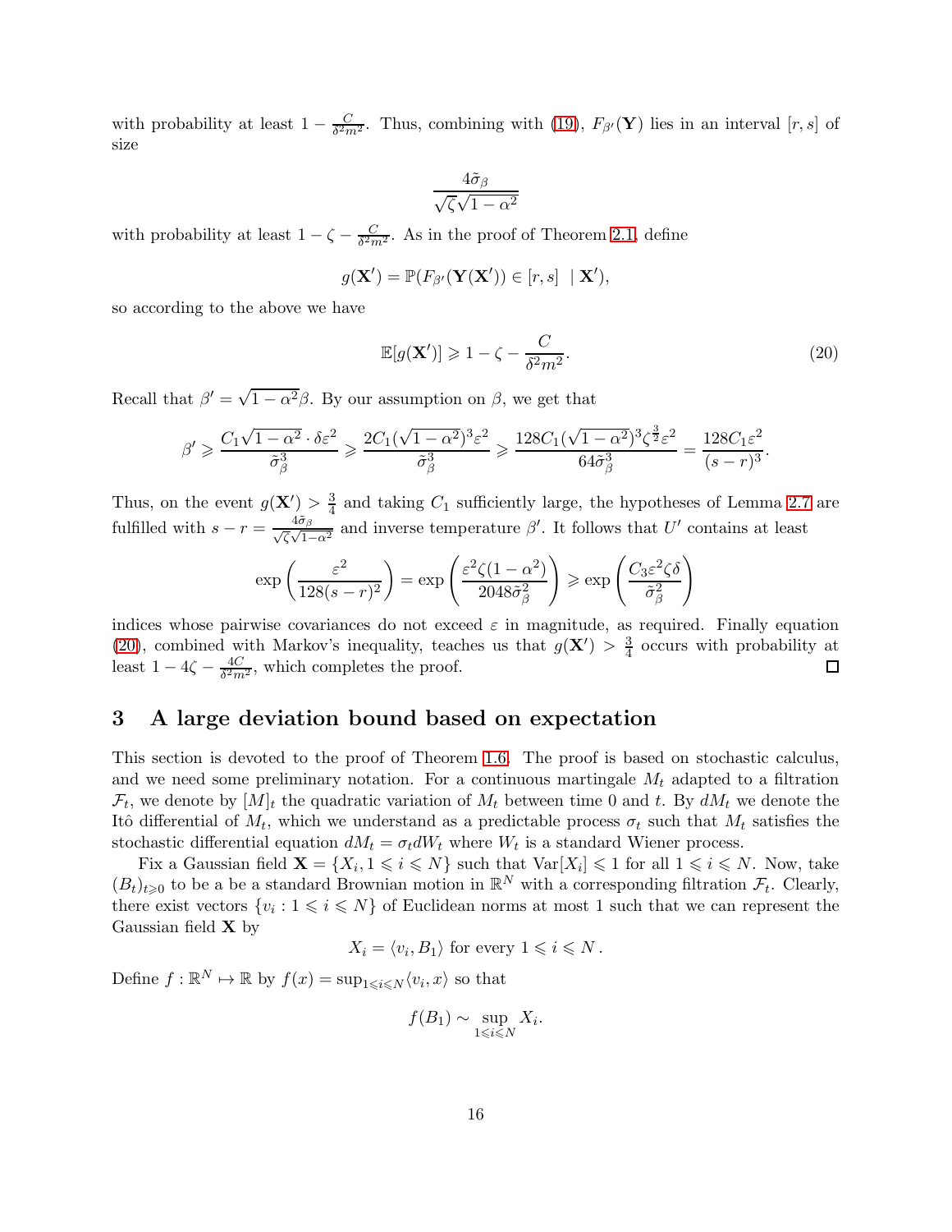with probability at least $1 - \frac{C}{\delta^2 m^2}$. Thus, combining with (19), $F_{\beta'}(\mathbf{Y})$ lies in an interval $[r,s]$ of size

$$\frac{4\tilde{\sigma}_\beta}{\sqrt{\zeta}\sqrt{1-\alpha^2}}$$

with probability at least $1 - \zeta - \frac{C}{\delta^2 m^2}$. As in the proof of Theorem 2.1, define

$$g(\mathbf{X}') = \mathbb{P}(F_{\beta'}(\mathbf{Y}(\mathbf{X}')) \in [r,s] \ \mid \mathbf{X}'),$$

so according to the above we have

$$\mathbb{E}[g(\mathbf{X}')] \geqslant 1 - \zeta - \frac{C}{\delta^2 m^2}. \tag{20}$$

Recall that $\beta' = \sqrt{1-\alpha^2}\beta$. By our assumption on $\beta$, we get that

$$\beta' \geqslant \frac{C_1\sqrt{1-\alpha^2}\cdot \delta\varepsilon^2}{\tilde{\sigma}_\beta^3} \geqslant \frac{2C_1(\sqrt{1-\alpha^2})^3\varepsilon^2}{\tilde{\sigma}_\beta^3} \geqslant \frac{128C_1(\sqrt{1-\alpha^2})^3\zeta^{\frac{3}{2}}\varepsilon^2}{64\tilde{\sigma}_\beta^3} = \frac{128C_1\varepsilon^2}{(s-r)^3}.$$

Thus, on the event $g(\mathbf{X}') > \frac{3}{4}$ and taking $C_1$ sufficiently large, the hypotheses of Lemma 2.7 are fulfilled with $s - r = \frac{4\tilde{\sigma}_\beta}{\sqrt{\zeta}\sqrt{1-\alpha^2}}$ and inverse temperature $\beta'$. It follows that $U'$ contains at least

$$\exp\left(\frac{\varepsilon^2}{128(s-r)^2}\right) = \exp\left(\frac{\varepsilon^2\zeta(1-\alpha^2)}{2048\tilde{\sigma}_\beta^2}\right) \geqslant \exp\left(\frac{C_3\varepsilon^2\zeta\delta}{\tilde{\sigma}_\beta^2}\right)$$

indices whose pairwise covariances do not exceed $\varepsilon$ in magnitude, as required. Finally equation (20), combined with Markov's inequality, teaches us that $g(\mathbf{X}') > \frac{3}{4}$ occurs with probability at least $1 - 4\zeta - \frac{4C}{\delta^2 m^2}$, which completes the proof. □

## 3 A large deviation bound based on expectation

This section is devoted to the proof of Theorem 1.6. The proof is based on stochastic calculus, and we need some preliminary notation. For a continuous martingale $M_t$ adapted to a filtration $\mathcal{F}_t$, we denote by $[M]_t$ the quadratic variation of $M_t$ between time 0 and $t$. By $dM_t$ we denote the Itô differential of $M_t$, which we understand as a predictable process $\sigma_t$ such that $M_t$ satisfies the stochastic differential equation $dM_t = \sigma_t dW_t$ where $W_t$ is a standard Wiener process.

Fix a Gaussian field $\mathbf{X} = \{X_i, 1 \leqslant i \leqslant N\}$ such that $\mathrm{Var}[X_i] \leqslant 1$ for all $1 \leqslant i \leqslant N$. Now, take $(B_t)_{t\geqslant 0}$ to be a be a standard Brownian motion in $\mathbb{R}^N$ with a corresponding filtration $\mathcal{F}_t$. Clearly, there exist vectors $\{v_i : 1 \leqslant i \leqslant N\}$ of Euclidean norms at most 1 such that we can represent the Gaussian field $\mathbf{X}$ by

$$X_i = \langle v_i, B_1\rangle \text{ for every } 1 \leqslant i \leqslant N\,.$$

Define $f : \mathbb{R}^N \mapsto \mathbb{R}$ by $f(x) = \sup_{1\leqslant i\leqslant N}\langle v_i, x\rangle$ so that

$$f(B_1) \sim \sup_{1\leqslant i\leqslant N} X_i.$$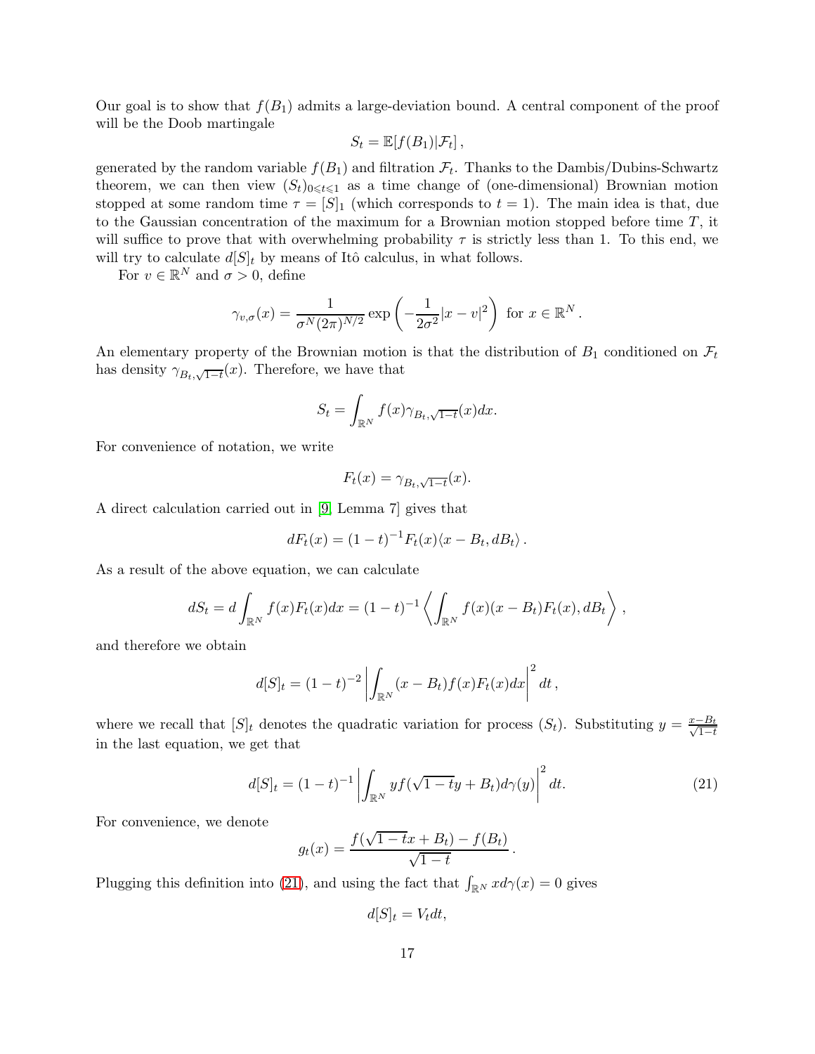Our goal is to show that $f(B_1)$ admits a large-deviation bound. A central component of the proof will be the Doob martingale

$$S_t = \mathbb{E}[f(B_1)|\mathcal{F}_t]\,,$$

generated by the random variable $f(B_1)$ and filtration $\mathcal{F}_t$. Thanks to the Dambis/Dubins-Schwartz theorem, we can then view $(S_t)_{0\leqslant t\leqslant 1}$ as a time change of (one-dimensional) Brownian motion stopped at some random time $\tau = [S]_1$ (which corresponds to $t = 1$). The main idea is that, due to the Gaussian concentration of the maximum for a Brownian motion stopped before time $T$, it will suffice to prove that with overwhelming probability $\tau$ is strictly less than 1. To this end, we will try to calculate $d[S]_t$ by means of Itô calculus, in what follows.

For $v \in \mathbb{R}^N$ and $\sigma > 0$, define

$$\gamma_{v,\sigma}(x) = \frac{1}{\sigma^N (2\pi)^{N/2}} \exp\left(-\frac{1}{2\sigma^2}|x-v|^2\right) \text{ for } x \in \mathbb{R}^N\,.$$

An elementary property of the Brownian motion is that the distribution of $B_1$ conditioned on $\mathcal{F}_t$ has density $\gamma_{B_t,\sqrt{1-t}}(x)$. Therefore, we have that

$$S_t = \int_{\mathbb{R}^N} f(x)\gamma_{B_t,\sqrt{1-t}}(x)dx.$$

For convenience of notation, we write

$$F_t(x) = \gamma_{B_t,\sqrt{1-t}}(x).$$

A direct calculation carried out in [9, Lemma 7] gives that

$$dF_t(x) = (1-t)^{-1}F_t(x)\langle x - B_t, dB_t\rangle\,.$$

As a result of the above equation, we can calculate

$$dS_t = d\int_{\mathbb{R}^N} f(x)F_t(x)dx = (1-t)^{-1}\left\langle \int_{\mathbb{R}^N} f(x)(x-B_t)F_t(x), dB_t\right\rangle\,,$$

and therefore we obtain

$$d[S]_t = (1-t)^{-2}\left|\int_{\mathbb{R}^N}(x-B_t)f(x)F_t(x)dx\right|^2 dt\,,$$

where we recall that $[S]_t$ denotes the quadratic variation for process $(S_t)$. Substituting $y = \frac{x-B_t}{\sqrt{1-t}}$ in the last equation, we get that

$$d[S]_t = (1-t)^{-1}\left|\int_{\mathbb{R}^N} y f(\sqrt{1-t}y + B_t)d\gamma(y)\right|^2 dt. \tag{21}$$

For convenience, we denote

$$g_t(x) = \frac{f(\sqrt{1-t}x + B_t) - f(B_t)}{\sqrt{1-t}}\,.$$

Plugging this definition into (21), and using the fact that $\int_{\mathbb{R}^N} x d\gamma(x) = 0$ gives

$$d[S]_t = V_t dt,$$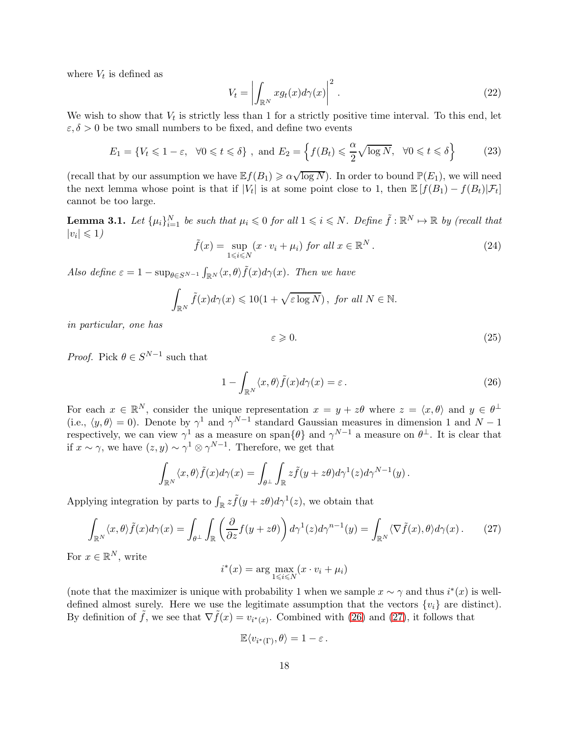where $V_t$ is defined as

$$V_t = \left| \int_{\mathbb{R}^N} x g_t(x) d\gamma(x) \right|^2 . \tag{22}$$

We wish to show that $V_t$ is strictly less than 1 for a strictly positive time interval. To this end, let $\varepsilon, \delta > 0$ be two small numbers to be fixed, and define two events

$$E_1 = \{V_t \leqslant 1 - \varepsilon, \ \ \forall 0 \leqslant t \leqslant \delta\} \text{ , and } E_2 = \left\{ f(B_t) \leqslant \frac{\alpha}{2}\sqrt{\log N}, \ \ \forall 0 \leqslant t \leqslant \delta \right\} \tag{23}$$

(recall that by our assumption we have $\mathbb{E}f(B_1) \geqslant \alpha\sqrt{\log N}$). In order to bound $\mathbb{P}(E_1)$, we will need the next lemma whose point is that if $|V_t|$ is at some point close to 1, then $\mathbb{E}\left[f(B_1) - f(B_t)|\mathcal{F}_t\right]$ cannot be too large.

**Lemma 3.1.** *Let $\{\mu_i\}_{i=1}^N$ be such that $\mu_i \leqslant 0$ for all $1 \leqslant i \leqslant N$. Define $\tilde{f} : \mathbb{R}^N \mapsto \mathbb{R}$ by (recall that $|v_i| \leqslant 1$)*

$$\tilde{f}(x) = \sup_{1 \leqslant i \leqslant N} (x \cdot v_i + \mu_i) \text{ for all } x \in \mathbb{R}^N . \tag{24}$$

*Also define $\varepsilon = 1 - \sup_{\theta \in S^{N-1}} \int_{\mathbb{R}^N} \langle x, \theta \rangle \tilde{f}(x) d\gamma(x)$. Then we have*

$$\int_{\mathbb{R}^N} \tilde{f}(x) d\gamma(x) \leqslant 10(1 + \sqrt{\varepsilon \log N}) \text{, for all } N \in \mathbb{N}.$$

*in particular, one has*

$$\varepsilon \geqslant 0. \tag{25}$$

*Proof.* Pick $\theta \in S^{N-1}$ such that

$$1 - \int_{\mathbb{R}^N} \langle x, \theta \rangle \tilde{f}(x) d\gamma(x) = \varepsilon . \tag{26}$$

For each $x \in \mathbb{R}^N$, consider the unique representation $x = y + z\theta$ where $z = \langle x, \theta \rangle$ and $y \in \theta^{\perp}$ (i.e., $\langle y, \theta \rangle = 0$). Denote by $\gamma^1$ and $\gamma^{N-1}$ standard Gaussian measures in dimension 1 and $N-1$ respectively, we can view $\gamma^1$ as a measure on $\text{span}\{\theta\}$ and $\gamma^{N-1}$ a measure on $\theta^{\perp}$. It is clear that if $x \sim \gamma$, we have $(z, y) \sim \gamma^1 \otimes \gamma^{N-1}$. Therefore, we get that

$$\int_{\mathbb{R}^N} \langle x, \theta \rangle \tilde{f}(x) d\gamma(x) = \int_{\theta^{\perp}} \int_{\mathbb{R}} z \tilde{f}(y + z\theta) d\gamma^1(z) d\gamma^{N-1}(y) .$$

Applying integration by parts to $\int_{\mathbb{R}} z\tilde{f}(y + z\theta) d\gamma^1(z)$, we obtain that

$$\int_{\mathbb{R}^N} \langle x, \theta \rangle \tilde{f}(x) d\gamma(x) = \int_{\theta^{\perp}} \int_{\mathbb{R}} \left( \frac{\partial}{\partial z} f(y + z\theta) \right) d\gamma^1(z) d\gamma^{n-1}(y) = \int_{\mathbb{R}^N} \langle \nabla \tilde{f}(x), \theta \rangle d\gamma(x) . \tag{27}$$

For $x \in \mathbb{R}^N$, write

$$i^*(x) = \arg \max_{1 \leqslant i \leqslant N} (x \cdot v_i + \mu_i)$$

(note that the maximizer is unique with probability 1 when we sample $x \sim \gamma$ and thus $i^*(x)$ is well-defined almost surely. Here we use the legitimate assumption that the vectors $\{v_i\}$ are distinct). By definition of $\tilde{f}$, we see that $\nabla \tilde{f}(x) = v_{i^*(x)}$. Combined with (26) and (27), it follows that

$$\mathbb{E}\langle v_{i^*(\Gamma)}, \theta \rangle = 1 - \varepsilon .$$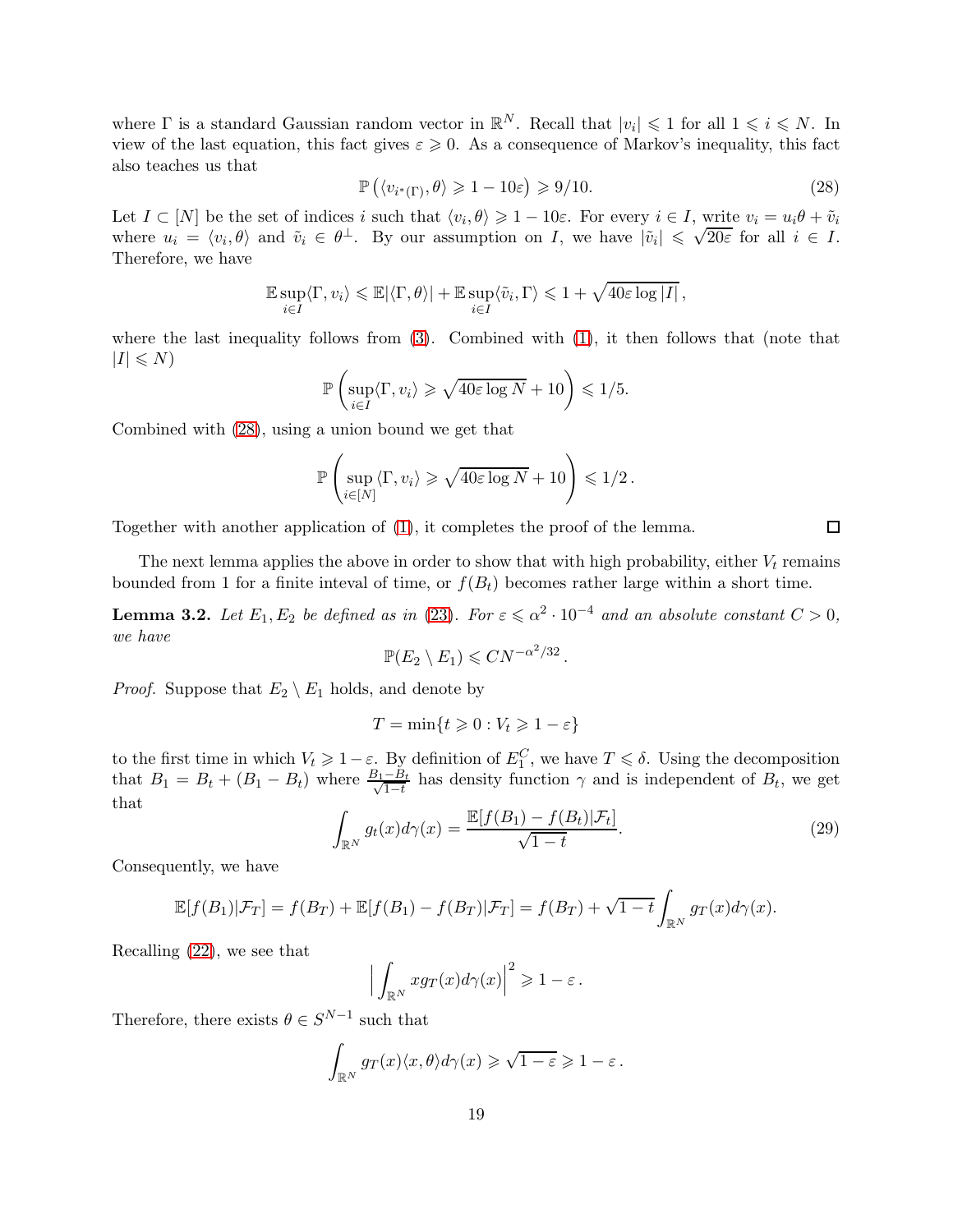where $\Gamma$ is a standard Gaussian random vector in $\mathbb{R}^N$. Recall that $|v_i| \leqslant 1$ for all $1 \leqslant i \leqslant N$. In view of the last equation, this fact gives $\varepsilon \geqslant 0$. As a consequence of Markov's inequality, this fact also teaches us that

$$\mathbb{P}\left(\langle v_{i^*(\Gamma)}, \theta\rangle \geqslant 1 - 10\varepsilon\right) \geqslant 9/10. \tag{28}$$

Let $I \subset [N]$ be the set of indices $i$ such that $\langle v_i, \theta\rangle \geqslant 1 - 10\varepsilon$. For every $i \in I$, write $v_i = u_i\theta + \tilde{v}_i$ where $u_i = \langle v_i, \theta\rangle$ and $\tilde{v}_i \in \theta^\perp$. By our assumption on $I$, we have $|\tilde{v}_i| \leqslant \sqrt{20\varepsilon}$ for all $i \in I$. Therefore, we have

$$\mathbb{E}\sup_{i\in I}\langle \Gamma, v_i\rangle \leqslant \mathbb{E}|\langle \Gamma, \theta\rangle| + \mathbb{E}\sup_{i\in I}\langle \tilde{v}_i, \Gamma\rangle \leqslant 1 + \sqrt{40\varepsilon \log |I|},$$

where the last inequality follows from (3). Combined with (1), it then follows that (note that $|I| \leqslant N$)

$$\mathbb{P}\left(\sup_{i\in I}\langle \Gamma, v_i\rangle \geqslant \sqrt{40\varepsilon\log N} + 10\right) \leqslant 1/5.$$

Combined with (28), using a union bound we get that

$$\mathbb{P}\left(\sup_{i\in[N]}\langle \Gamma, v_i\rangle \geqslant \sqrt{40\varepsilon\log N} + 10\right) \leqslant 1/2\,.$$

Together with another application of (1), it completes the proof of the lemma. ☐

The next lemma applies the above in order to show that with high probability, either $V_t$ remains bounded from 1 for a finite inteval of time, or $f(B_t)$ becomes rather large within a short time.

**Lemma 3.2.** *Let $E_1, E_2$ be defined as in (23). For $\varepsilon \leqslant \alpha^2 \cdot 10^{-4}$ and an absolute constant $C > 0$, we have*

$$\mathbb{P}(E_2 \setminus E_1) \leqslant CN^{-\alpha^2/32}\,.$$

*Proof.* Suppose that $E_2 \setminus E_1$ holds, and denote by

$$T = \min\{t \geqslant 0 : V_t \geqslant 1 - \varepsilon\}$$

to the first time in which $V_t \geqslant 1-\varepsilon$. By definition of $E_1^C$, we have $T \leqslant \delta$. Using the decomposition that $B_1 = B_t + (B_1 - B_t)$ where $\frac{B_1 - B_t}{\sqrt{1-t}}$ has density function $\gamma$ and is independent of $B_t$, we get that

$$\int_{\mathbb{R}^N} g_t(x)d\gamma(x) = \frac{\mathbb{E}[f(B_1) - f(B_t)|\mathcal{F}_t]}{\sqrt{1-t}}. \tag{29}$$

Consequently, we have

$$\mathbb{E}[f(B_1)|\mathcal{F}_T] = f(B_T) + \mathbb{E}[f(B_1) - f(B_T)|\mathcal{F}_T] = f(B_T) + \sqrt{1-t}\int_{\mathbb{R}^N} g_T(x)d\gamma(x).$$

Recalling (22), we see that

$$\Big|\int_{\mathbb{R}^N} xg_T(x)d\gamma(x)\Big|^2 \geqslant 1 - \varepsilon\,.$$

Therefore, there exists $\theta \in S^{N-1}$ such that

$$\int_{\mathbb{R}^N} g_T(x)\langle x, \theta\rangle d\gamma(x) \geqslant \sqrt{1-\varepsilon} \geqslant 1 - \varepsilon\,.$$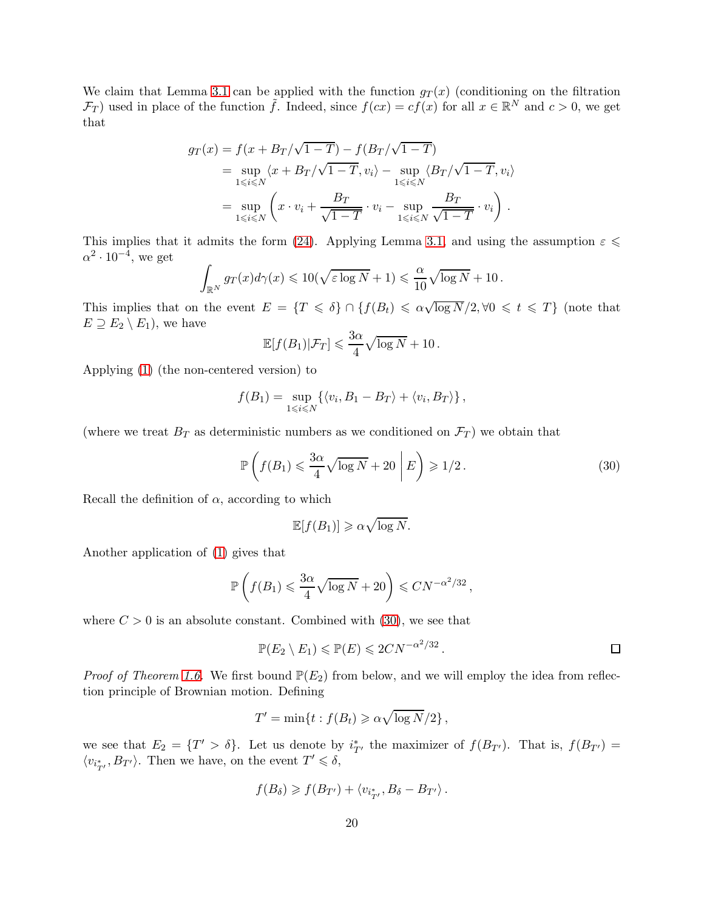We claim that Lemma 3.1 can be applied with the function $g_T(x)$ (conditioning on the filtration $\mathcal{F}_T$) used in place of the function $\tilde{f}$. Indeed, since $f(cx) = cf(x)$ for all $x \in \mathbb{R}^N$ and $c > 0$, we get that

$$
\begin{aligned}
g_T(x) &= f(x + B_T/\sqrt{1-T}) - f(B_T/\sqrt{1-T}) \\
&= \sup_{1 \leqslant i \leqslant N} \langle x + B_T/\sqrt{1-T}, v_i \rangle - \sup_{1 \leqslant i \leqslant N} \langle B_T/\sqrt{1-T}, v_i \rangle \\
&= \sup_{1 \leqslant i \leqslant N} \left( x \cdot v_i + \frac{B_T}{\sqrt{1-T}} \cdot v_i - \sup_{1 \leqslant i \leqslant N} \frac{B_T}{\sqrt{1-T}} \cdot v_i \right).
\end{aligned}
$$

This implies that it admits the form (24). Applying Lemma 3.1, and using the assumption $\varepsilon \leqslant \alpha^2 \cdot 10^{-4}$, we get

$$
\int_{\mathbb{R}^N} g_T(x) d\gamma(x) \leqslant 10(\sqrt{\varepsilon \log N} + 1) \leqslant \frac{\alpha}{10} \sqrt{\log N} + 10 .
$$

This implies that on the event $E = \{T \leqslant \delta\} \cap \{f(B_t) \leqslant \alpha\sqrt{\log N}/2, \forall 0 \leqslant t \leqslant T\}$ (note that $E \supseteq E_2 \setminus E_1$), we have

$$
\mathbb{E}[f(B_1)|\mathcal{F}_T] \leqslant \frac{3\alpha}{4}\sqrt{\log N} + 10 .
$$

Applying (1) (the non-centered version) to

$$
f(B_1) = \sup_{1 \leqslant i \leqslant N} \{\langle v_i, B_1 - B_T \rangle + \langle v_i, B_T \rangle\} ,
$$

(where we treat $B_T$ as deterministic numbers as we conditioned on $\mathcal{F}_T$) we obtain that

$$
\mathbb{P}\left( f(B_1) \leqslant \frac{3\alpha}{4}\sqrt{\log N} + 20 \,\middle|\, E \right) \geqslant 1/2 . \tag{30}
$$

Recall the definition of $\alpha$, according to which

$$
\mathbb{E}[f(B_1)] \geqslant \alpha\sqrt{\log N}.
$$

Another application of (1) gives that

$$
\mathbb{P}\left( f(B_1) \leqslant \frac{3\alpha}{4}\sqrt{\log N} + 20 \right) \leqslant CN^{-\alpha^2/32} ,
$$

where $C > 0$ is an absolute constant. Combined with (30), we see that

$$
\mathbb{P}(E_2 \setminus E_1) \leqslant \mathbb{P}(E) \leqslant 2CN^{-\alpha^2/32} . \qquad \square
$$

*Proof of Theorem 1.6.* We first bound $\mathbb{P}(E_2)$ from below, and we will employ the idea from reflection principle of Brownian motion. Defining

$$
T' = \min\{t : f(B_t) \geqslant \alpha\sqrt{\log N}/2\} ,
$$

we see that $E_2 = \{T' > \delta\}$. Let us denote by $i^*_{T'}$ the maximizer of $f(B_{T'})$. That is, $f(B_{T'}) = \langle v_{i^*_{T'}}, B_{T'} \rangle$. Then we have, on the event $T' \leqslant \delta$,

$$
f(B_\delta) \geqslant f(B_{T'}) + \langle v_{i^*_{T'}}, B_\delta - B_{T'} \rangle .
$$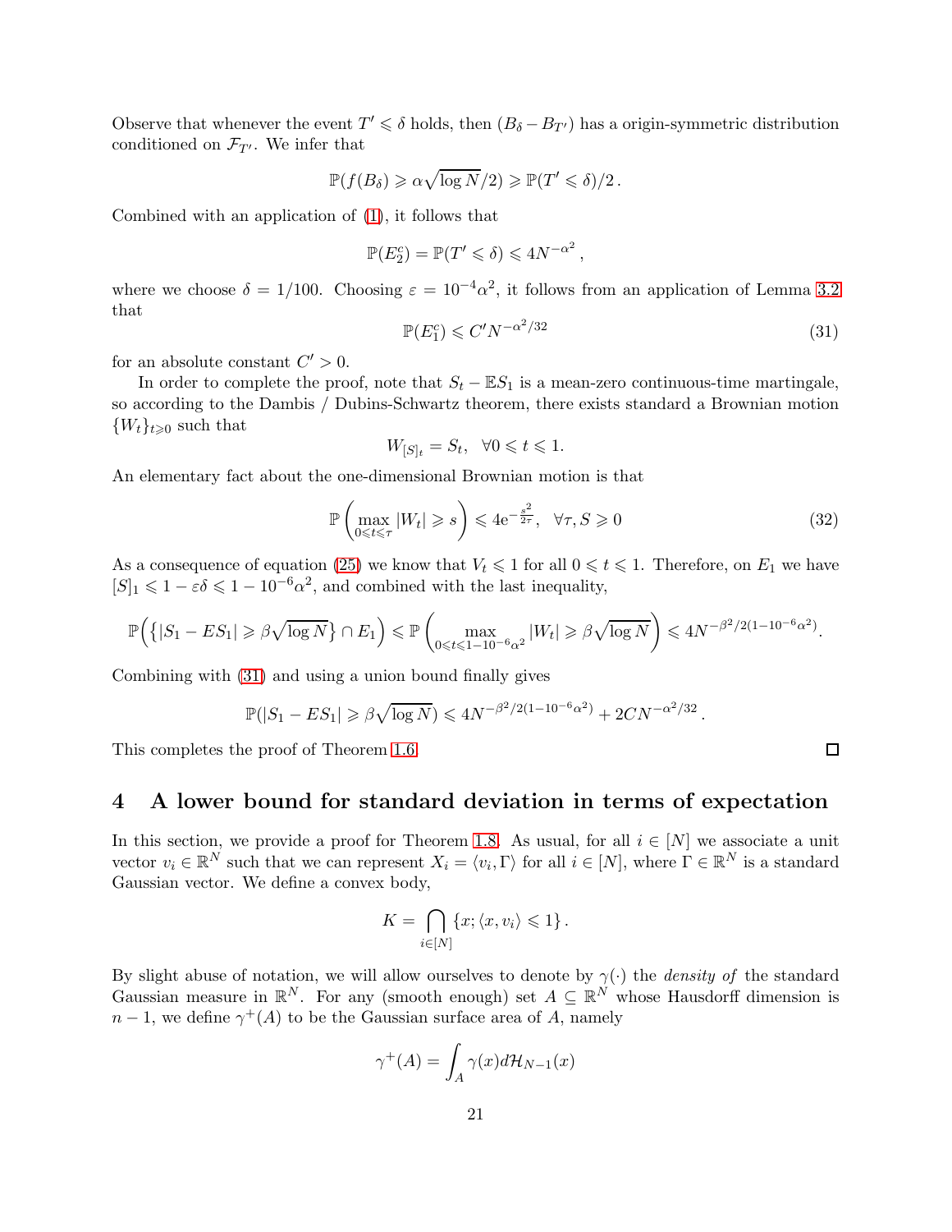Observe that whenever the event $T' \leqslant \delta$ holds, then $(B_\delta - B_{T'})$ has a origin-symmetric distribution conditioned on $\mathcal{F}_{T'}$. We infer that

$$\mathbb{P}(f(B_\delta) \geqslant \alpha\sqrt{\log N}/2) \geqslant \mathbb{P}(T' \leqslant \delta)/2\,.$$

Combined with an application of (1), it follows that

$$\mathbb{P}(E_2^c) = \mathbb{P}(T' \leqslant \delta) \leqslant 4N^{-\alpha^2}\,,$$

where we choose $\delta = 1/100$. Choosing $\varepsilon = 10^{-4}\alpha^2$, it follows from an application of Lemma 3.2 that

$$\mathbb{P}(E_1^c) \leqslant C' N^{-\alpha^2/32} \tag{31}$$

for an absolute constant $C' > 0$.

In order to complete the proof, note that $S_t - \mathbb{E}S_1$ is a mean-zero continuous-time martingale, so according to the Dambis / Dubins-Schwartz theorem, there exists standard a Brownian motion $\{W_t\}_{t\geqslant 0}$ such that

$$W_{[S]_t} = S_t, \quad \forall 0 \leqslant t \leqslant 1.$$

An elementary fact about the one-dimensional Brownian motion is that

$$\mathbb{P}\left(\max_{0\leqslant t\leqslant \tau} |W_t| \geqslant s\right) \leqslant 4\mathrm{e}^{-\frac{s^2}{2\tau}}, \quad \forall \tau, S \geqslant 0 \tag{32}$$

As a consequence of equation (25) we know that $V_t \leqslant 1$ for all $0 \leqslant t \leqslant 1$. Therefore, on $E_1$ we have $[S]_1 \leqslant 1 - \varepsilon\delta \leqslant 1 - 10^{-6}\alpha^2$, and combined with the last inequality,

$$\mathbb{P}\Big(\{|S_1 - ES_1| \geqslant \beta\sqrt{\log N}\} \cap E_1\Big) \leqslant \mathbb{P}\left(\max_{0\leqslant t\leqslant 1-10^{-6}\alpha^2} |W_t| \geqslant \beta\sqrt{\log N}\right) \leqslant 4N^{-\beta^2/2(1-10^{-6}\alpha^2)}.$$

Combining with (31) and using a union bound finally gives

$$\mathbb{P}(|S_1 - ES_1| \geqslant \beta\sqrt{\log N}) \leqslant 4N^{-\beta^2/2(1-10^{-6}\alpha^2)} + 2CN^{-\alpha^2/32}\,.$$

This completes the proof of Theorem 1.6. $\square$

# 4 A lower bound for standard deviation in terms of expectation

In this section, we provide a proof for Theorem 1.8. As usual, for all $i \in [N]$ we associate a unit vector $v_i \in \mathbb{R}^N$ such that we can represent $X_i = \langle v_i, \Gamma\rangle$ for all $i \in [N]$, where $\Gamma \in \mathbb{R}^N$ is a standard Gaussian vector. We define a convex body,

$$K = \bigcap_{i\in[N]} \{x; \langle x, v_i\rangle \leqslant 1\}\,.$$

By slight abuse of notation, we will allow ourselves to denote by $\gamma(\cdot)$ the *density of* the standard Gaussian measure in $\mathbb{R}^N$. For any (smooth enough) set $A \subseteq \mathbb{R}^N$ whose Hausdorff dimension is $n-1$, we define $\gamma^+(A)$ to be the Gaussian surface area of $A$, namely

$$\gamma^+(A) = \int_A \gamma(x) d\mathcal{H}_{N-1}(x)$$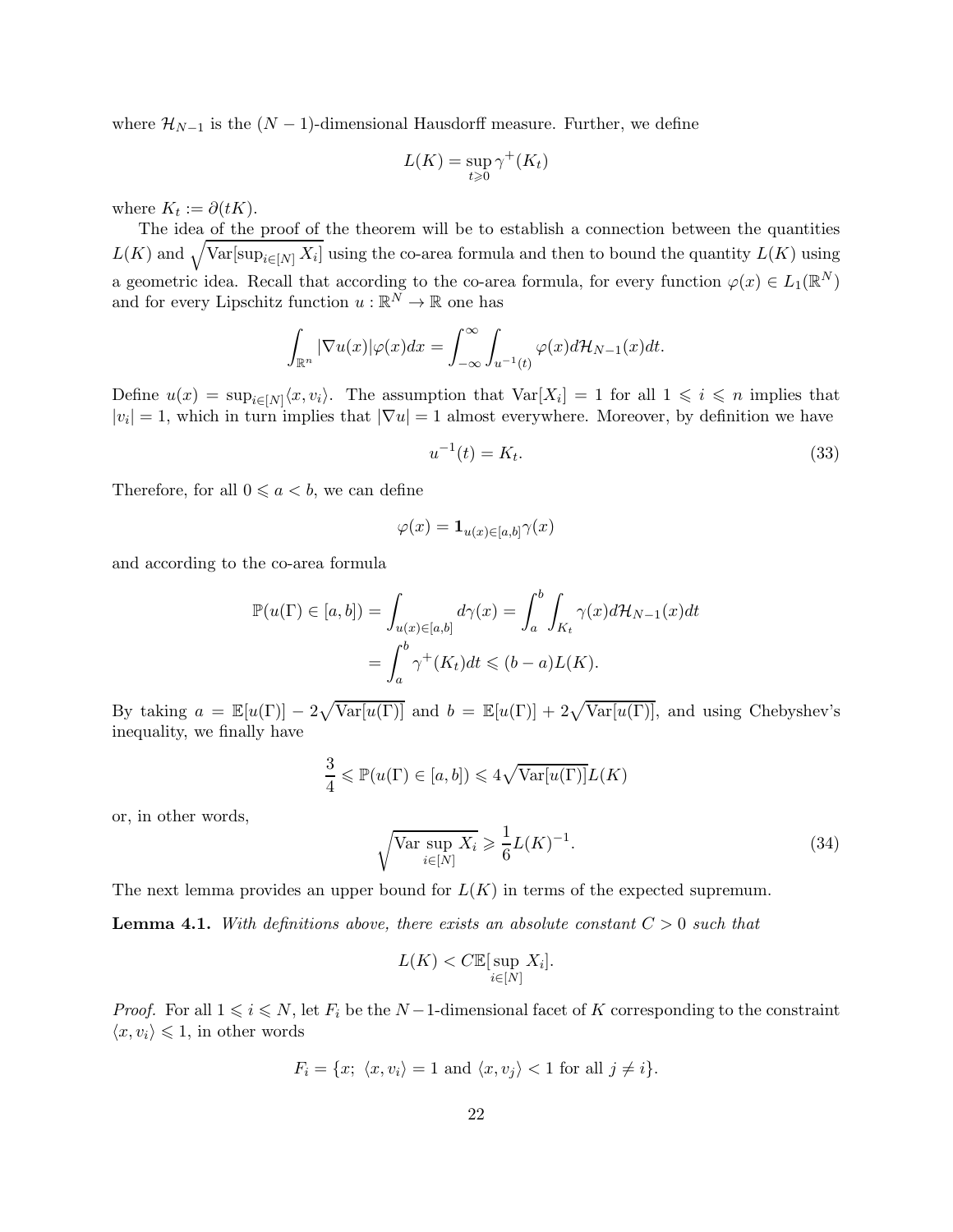where $\mathcal{H}_{N-1}$ is the $(N-1)$-dimensional Hausdorff measure. Further, we define

$$L(K) = \sup_{t \geqslant 0} \gamma^+(K_t)$$

where $K_t := \partial(tK)$.

The idea of the proof of the theorem will be to establish a connection between the quantities $L(K)$ and $\sqrt{\text{Var}[\sup_{i\in[N]} X_i]}$ using the co-area formula and then to bound the quantity $L(K)$ using a geometric idea. Recall that according to the co-area formula, for every function $\varphi(x) \in L_1(\mathbb{R}^N)$ and for every Lipschitz function $u : \mathbb{R}^N \to \mathbb{R}$ one has

$$\int_{\mathbb{R}^n} |\nabla u(x)| \varphi(x) dx = \int_{-\infty}^{\infty} \int_{u^{-1}(t)} \varphi(x) d\mathcal{H}_{N-1}(x) dt.$$

Define $u(x) = \sup_{i\in[N]} \langle x, v_i \rangle$. The assumption that $\text{Var}[X_i] = 1$ for all $1 \leqslant i \leqslant n$ implies that $|v_i| = 1$, which in turn implies that $|\nabla u| = 1$ almost everywhere. Moreover, by definition we have

$$u^{-1}(t) = K_t. \tag{33}$$

Therefore, for all $0 \leqslant a < b$, we can define

$$\varphi(x) = \mathbf{1}_{u(x)\in[a,b]} \gamma(x)$$

and according to the co-area formula

$$\begin{aligned}
\mathbb{P}(u(\Gamma) \in [a, b]) = \int_{u(x)\in[a,b]} d\gamma(x) &= \int_a^b \int_{K_t} \gamma(x) d\mathcal{H}_{N-1}(x) dt \\
&= \int_a^b \gamma^+(K_t) dt \leqslant (b-a) L(K).
\end{aligned}$$

By taking $a = \mathbb{E}[u(\Gamma)] - 2\sqrt{\text{Var}[u(\Gamma)]}$ and $b = \mathbb{E}[u(\Gamma)] + 2\sqrt{\text{Var}[u(\Gamma)]}$, and using Chebyshev's inequality, we finally have

$$\frac{3}{4} \leqslant \mathbb{P}(u(\Gamma) \in [a, b]) \leqslant 4\sqrt{\text{Var}[u(\Gamma)]} L(K)$$

or, in other words,

$$\sqrt{\text{Var} \sup_{i\in[N]} X_i} \geqslant \frac{1}{6} L(K)^{-1}. \tag{34}$$

The next lemma provides an upper bound for $L(K)$ in terms of the expected supremum.

**Lemma 4.1.** *With definitions above, there exists an absolute constant $C > 0$ such that*

$$L(K) < C\mathbb{E}[\sup_{i\in[N]} X_i].$$

*Proof.* For all $1 \leqslant i \leqslant N$, let $F_i$ be the $N-1$-dimensional facet of $K$ corresponding to the constraint $\langle x, v_i \rangle \leqslant 1$, in other words

$$F_i = \{x;\ \langle x, v_i \rangle = 1 \text{ and } \langle x, v_j \rangle < 1 \text{ for all } j \neq i\}.$$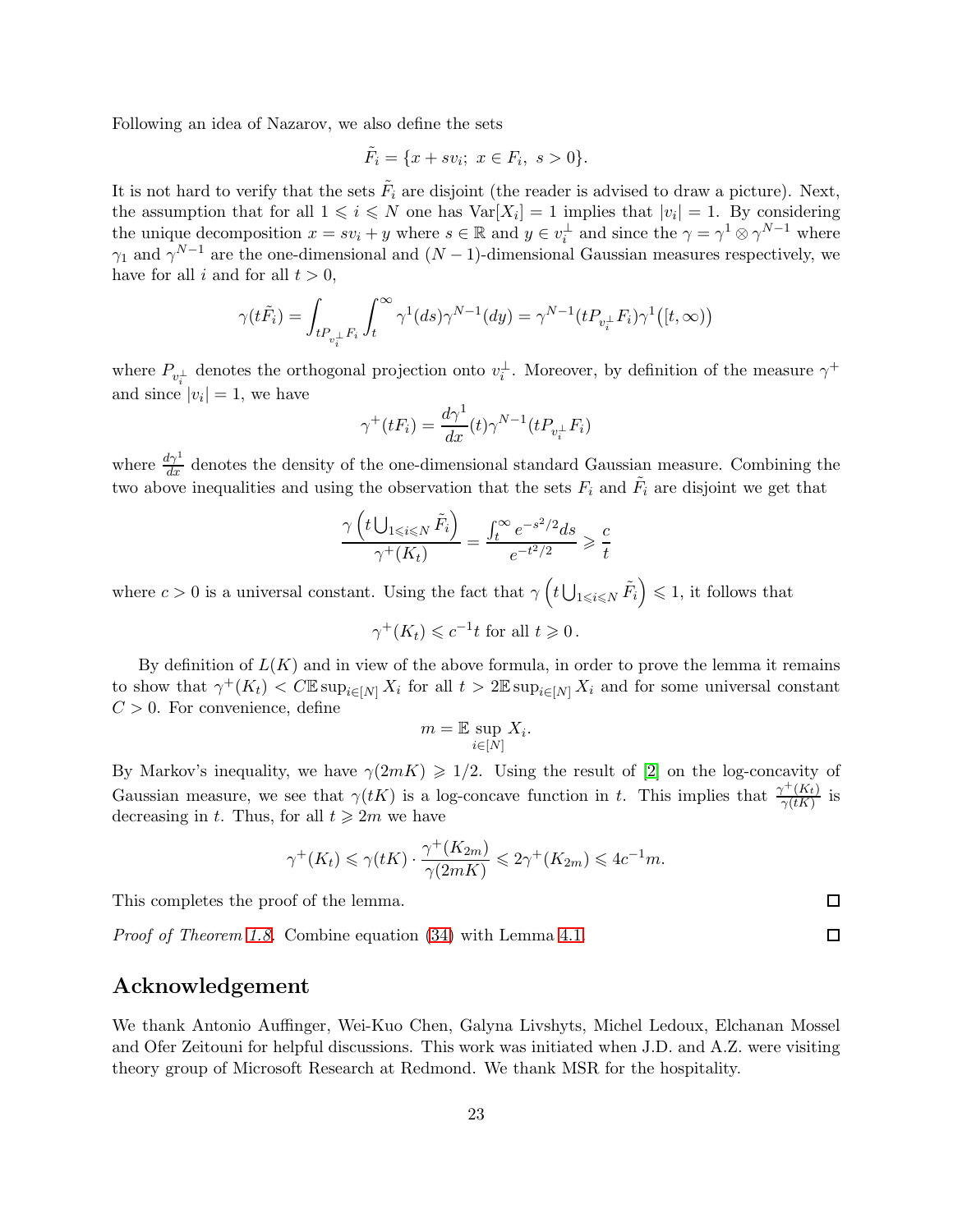Following an idea of Nazarov, we also define the sets

$$\tilde{F}_i = \{x + sv_i;\ x \in F_i,\ s > 0\}.$$

It is not hard to verify that the sets $\tilde{F}_i$ are disjoint (the reader is advised to draw a picture). Next, the assumption that for all $1 \leqslant i \leqslant N$ one has $\mathrm{Var}[X_i] = 1$ implies that $|v_i| = 1$. By considering the unique decomposition $x = sv_i + y$ where $s \in \mathbb{R}$ and $y \in v_i^{\perp}$ and since the $\gamma = \gamma^1 \otimes \gamma^{N-1}$ where $\gamma_1$ and $\gamma^{N-1}$ are the one-dimensional and $(N-1)$-dimensional Gaussian measures respectively, we have for all $i$ and for all $t > 0$,

$$\gamma(t\tilde{F}_i) = \int_{tP_{v_i^{\perp}}F_i} \int_t^{\infty} \gamma^1(ds)\gamma^{N-1}(dy) = \gamma^{N-1}(tP_{v_i^{\perp}}F_i)\gamma^1\big([t,\infty)\big)$$

where $P_{v_i^{\perp}}$ denotes the orthogonal projection onto $v_i^{\perp}$. Moreover, by definition of the measure $\gamma^+$ and since $|v_i| = 1$, we have

$$\gamma^+(tF_i) = \frac{d\gamma^1}{dx}(t)\gamma^{N-1}(tP_{v_i^{\perp}}F_i)$$

where $\frac{d\gamma^1}{dx}$ denotes the density of the one-dimensional standard Gaussian measure. Combining the two above inequalities and using the observation that the sets $F_i$ and $\tilde{F}_i$ are disjoint we get that

$$\frac{\gamma\left(t\bigcup_{1\leqslant i\leqslant N}\tilde{F}_i\right)}{\gamma^+(K_t)} = \frac{\int_t^{\infty} e^{-s^2/2}ds}{e^{-t^2/2}} \geqslant \frac{c}{t}$$

where $c > 0$ is a universal constant. Using the fact that $\gamma\left(t\bigcup_{1\leqslant i\leqslant N}\tilde{F}_i\right) \leqslant 1$, it follows that

$$\gamma^+(K_t) \leqslant c^{-1}t \text{ for all } t \geqslant 0\,.$$

By definition of $L(K)$ and in view of the above formula, in order to prove the lemma it remains to show that $\gamma^+(K_t) < C\mathbb{E}\sup_{i\in[N]} X_i$ for all $t > 2\mathbb{E}\sup_{i\in[N]} X_i$ and for some universal constant $C > 0$. For convenience, define

$$m = \mathbb{E}\sup_{i\in[N]} X_i.$$

By Markov's inequality, we have $\gamma(2mK) \geqslant 1/2$. Using the result of [2] on the log-concavity of Gaussian measure, we see that $\gamma(tK)$ is a log-concave function in $t$. This implies that $\frac{\gamma^+(K_t)}{\gamma(tK)}$ is decreasing in $t$. Thus, for all $t \geqslant 2m$ we have

$$\gamma^+(K_t) \leqslant \gamma(tK)\cdot\frac{\gamma^+(K_{2m})}{\gamma(2mK)} \leqslant 2\gamma^+(K_{2m}) \leqslant 4c^{-1}m.$$

This completes the proof of the lemma. □

*Proof of Theorem 1.8.* Combine equation (34) with Lemma 4.1. □

## Acknowledgement

We thank Antonio Auffinger, Wei-Kuo Chen, Galyna Livshyts, Michel Ledoux, Elchanan Mossel and Ofer Zeitouni for helpful discussions. This work was initiated when J.D. and A.Z. were visiting theory group of Microsoft Research at Redmond. We thank MSR for the hospitality.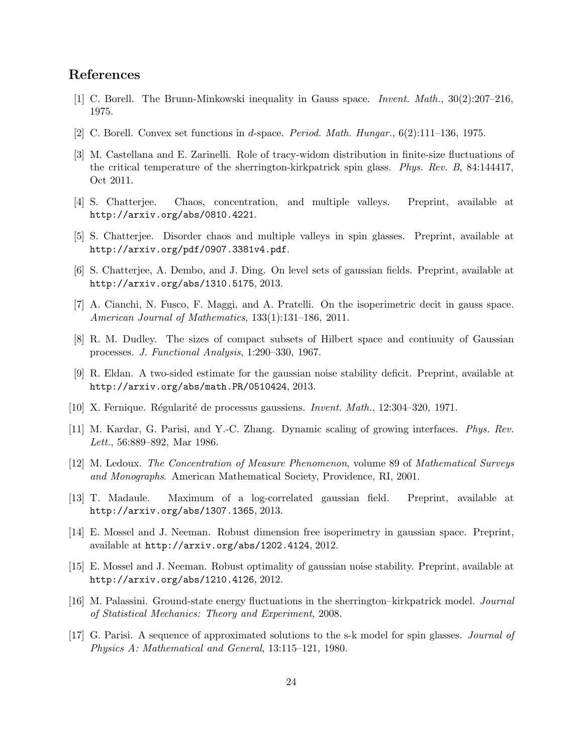## References

[1] C. Borell. The Brunn-Minkowski inequality in Gauss space. *Invent. Math.*, 30(2):207–216, 1975.

[2] C. Borell. Convex set functions in $d$-space. *Period. Math. Hungar.*, 6(2):111–136, 1975.

[3] M. Castellana and E. Zarinelli. Role of tracy-widom distribution in finite-size fluctuations of the critical temperature of the sherrington-kirkpatrick spin glass. *Phys. Rev. B*, 84:144417, Oct 2011.

[4] S. Chatterjee. Chaos, concentration, and multiple valleys. Preprint, available at `http://arxiv.org/abs/0810.4221`.

[5] S. Chatterjee. Disorder chaos and multiple valleys in spin glasses. Preprint, available at `http://arxiv.org/pdf/0907.3381v4.pdf`.

[6] S. Chatterjee, A. Dembo, and J. Ding. On level sets of gaussian fields. Preprint, available at `http://arxiv.org/abs/1310.5175`, 2013.

[7] A. Cianchi, N. Fusco, F. Maggi, and A. Pratelli. On the isoperimetric decit in gauss space. *American Journal of Mathematics*, 133(1):131–186, 2011.

[8] R. M. Dudley. The sizes of compact subsets of Hilbert space and continuity of Gaussian processes. *J. Functional Analysis*, 1:290–330, 1967.

[9] R. Eldan. A two-sided estimate for the gaussian noise stability deficit. Preprint, available at `http://arxiv.org/abs/math.PR/0510424`, 2013.

[10] X. Fernique. Régularité de processus gaussiens. *Invent. Math.*, 12:304–320, 1971.

[11] M. Kardar, G. Parisi, and Y.-C. Zhang. Dynamic scaling of growing interfaces. *Phys. Rev. Lett.*, 56:889–892, Mar 1986.

[12] M. Ledoux. *The Concentration of Measure Phenomenon*, volume 89 of *Mathematical Surveys and Monographs*. American Mathematical Society, Providence, RI, 2001.

[13] T. Madaule. Maximum of a log-correlated gaussian field. Preprint, available at `http://arxiv.org/abs/1307.1365`, 2013.

[14] E. Mossel and J. Neeman. Robust dimension free isoperimetry in gaussian space. Preprint, available at `http://arxiv.org/abs/1202.4124`, 2012.

[15] E. Mossel and J. Neeman. Robust optimality of gaussian noise stability. Preprint, available at `http://arxiv.org/abs/1210.4126`, 2012.

[16] M. Palassini. Ground-state energy fluctuations in the sherrington–kirkpatrick model. *Journal of Statistical Mechanics: Theory and Experiment*, 2008.

[17] G. Parisi. A sequence of approximated solutions to the s-k model for spin glasses. *Journal of Physics A: Mathematical and General*, 13:115–121, 1980.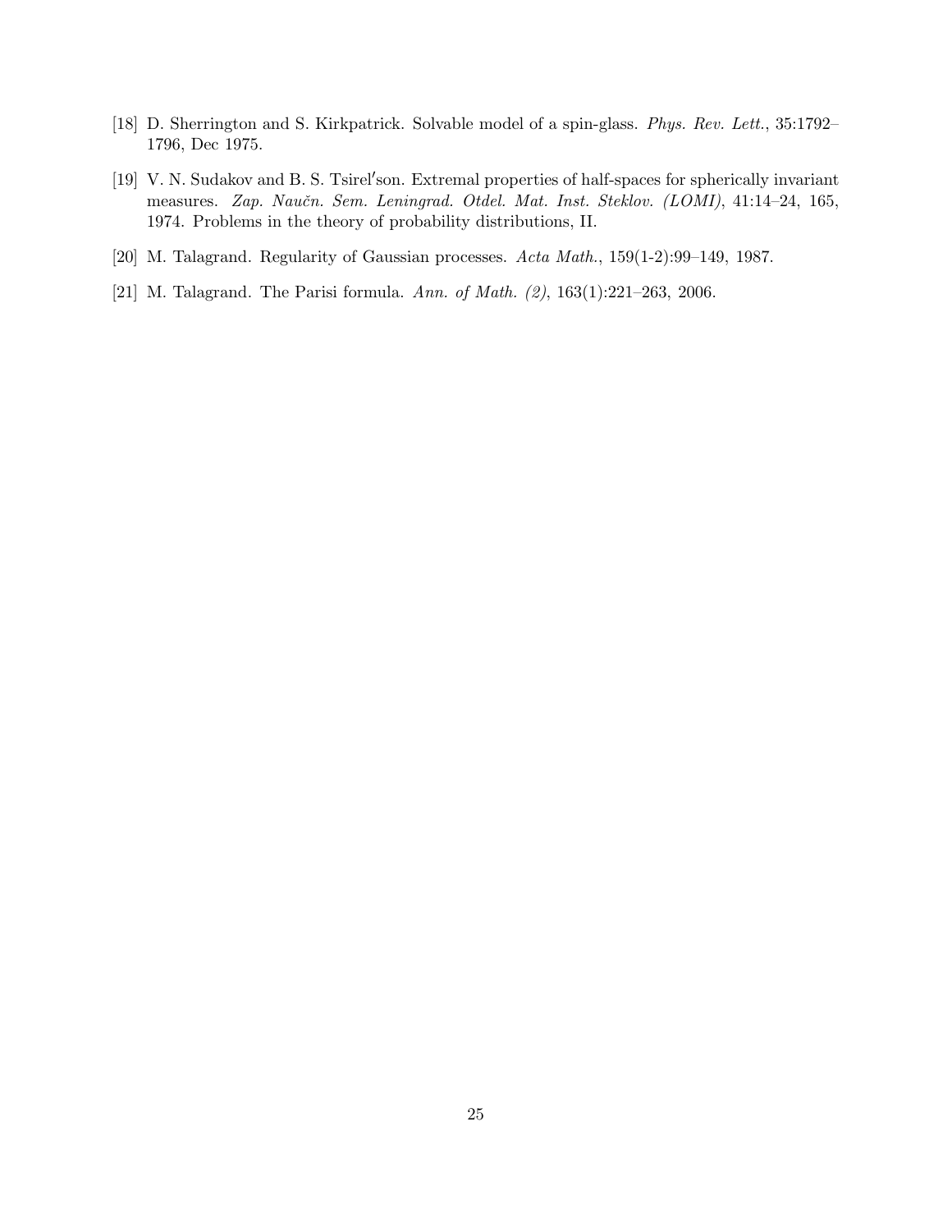[18] D. Sherrington and S. Kirkpatrick. Solvable model of a spin-glass. *Phys. Rev. Lett.*, 35:1792–1796, Dec 1975.

[19] V. N. Sudakov and B. S. Tsirel′son. Extremal properties of half-spaces for spherically invariant measures. *Zap. Naučn. Sem. Leningrad. Otdel. Mat. Inst. Steklov. (LOMI)*, 41:14–24, 165, 1974. Problems in the theory of probability distributions, II.

[20] M. Talagrand. Regularity of Gaussian processes. *Acta Math.*, 159(1-2):99–149, 1987.

[21] M. Talagrand. The Parisi formula. *Ann. of Math. (2)*, 163(1):221–263, 2006.